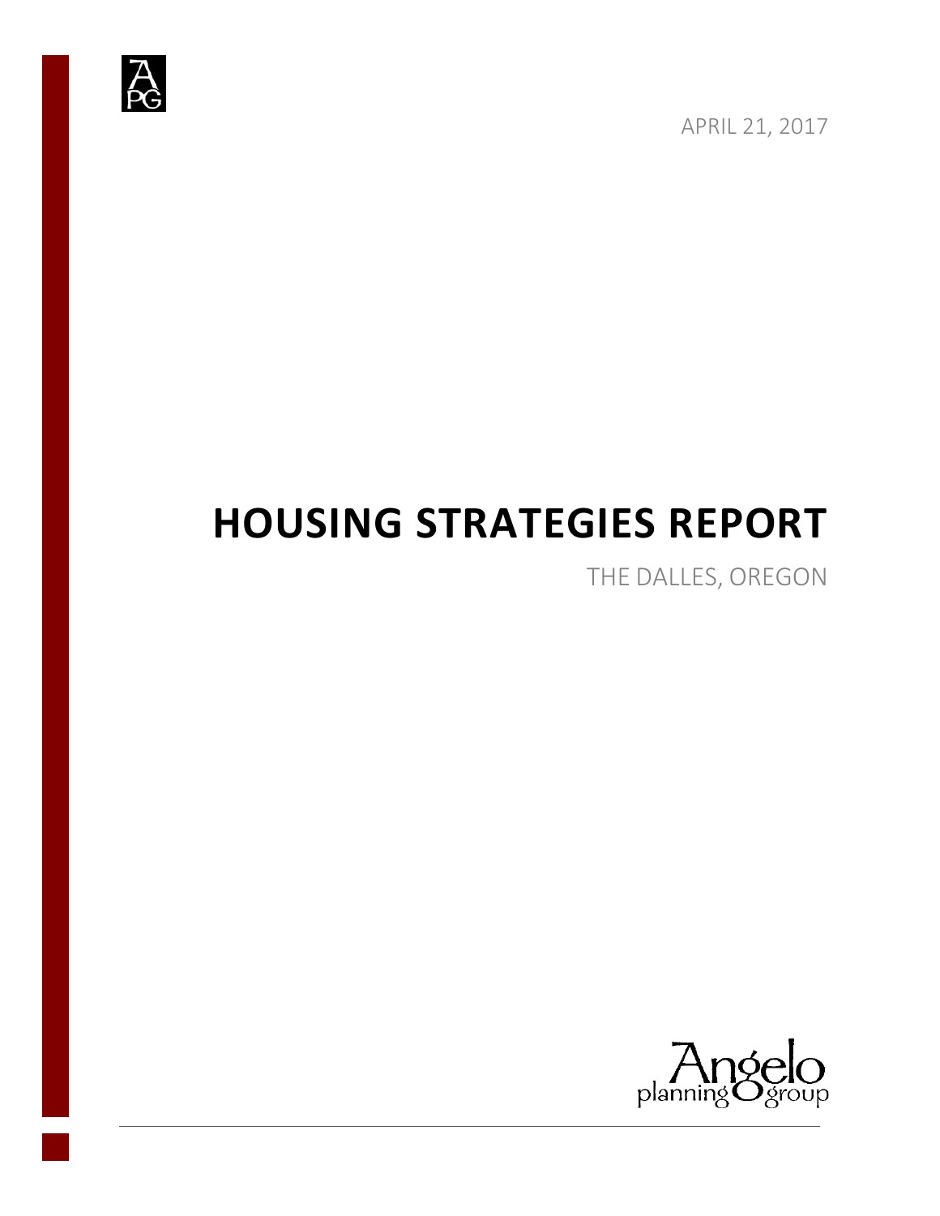APRIL 21, 2017

# HOUSING STRATEGIES REPORT

THE DALLES, OREGON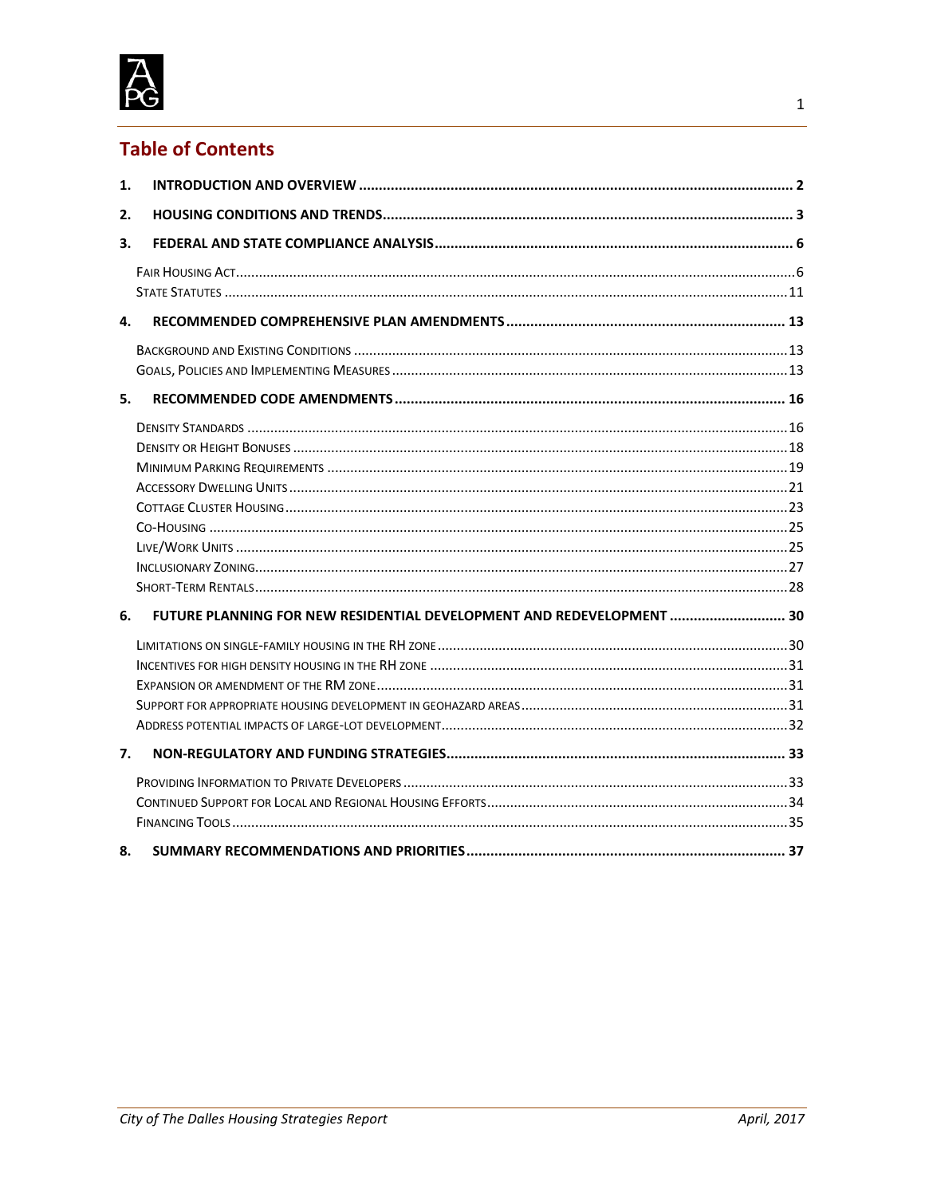# Table of Contents

1. INTRODUCTION AND OVERVIEW ..... 2
2. HOUSING CONDITIONS AND TRENDS ..... 3
3. FEDERAL AND STATE COMPLIANCE ANALYSIS ..... 6
   - Fair Housing Act ..... 6
   - State Statutes ..... 11
4. RECOMMENDED COMPREHENSIVE PLAN AMENDMENTS ..... 13
   - Background and Existing Conditions ..... 13
   - Goals, Policies and Implementing Measures ..... 13
5. RECOMMENDED CODE AMENDMENTS ..... 16
   - Density Standards ..... 16
   - Density or Height Bonuses ..... 18
   - Minimum Parking Requirements ..... 19
   - Accessory Dwelling Units ..... 21
   - Cottage Cluster Housing ..... 23
   - Co-Housing ..... 25
   - Live/Work Units ..... 25
   - Inclusionary Zoning ..... 27
   - Short-Term Rentals ..... 28
6. FUTURE PLANNING FOR NEW RESIDENTIAL DEVELOPMENT AND REDEVELOPMENT ..... 30
   - Limitations on single-family housing in the RH zone ..... 30
   - Incentives for high density housing in the RH zone ..... 31
   - Expansion or amendment of the RM zone ..... 31
   - Support for appropriate housing development in geohazard areas ..... 31
   - Address potential impacts of large-lot development ..... 32
7. NON-REGULATORY AND FUNDING STRATEGIES ..... 33
   - Providing Information to Private Developers ..... 33
   - Continued Support for Local and Regional Housing Efforts ..... 34
   - Financing Tools ..... 35
8. SUMMARY RECOMMENDATIONS AND PRIORITIES ..... 37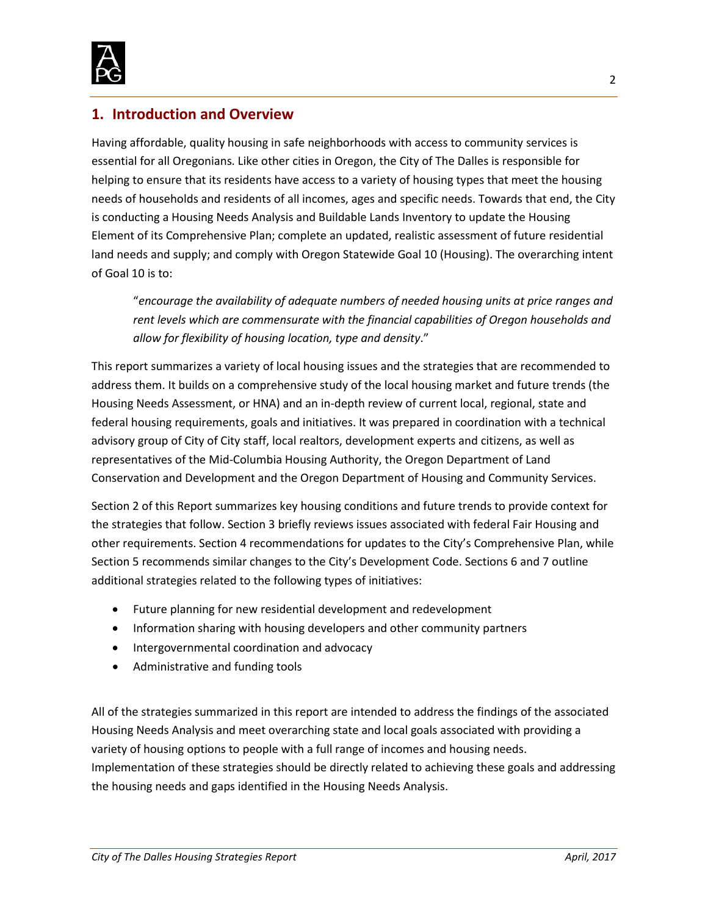## 1. Introduction and Overview

Having affordable, quality housing in safe neighborhoods with access to community services is essential for all Oregonians. Like other cities in Oregon, the City of The Dalles is responsible for helping to ensure that its residents have access to a variety of housing types that meet the housing needs of households and residents of all incomes, ages and specific needs. Towards that end, the City is conducting a Housing Needs Analysis and Buildable Lands Inventory to update the Housing Element of its Comprehensive Plan; complete an updated, realistic assessment of future residential land needs and supply; and comply with Oregon Statewide Goal 10 (Housing). The overarching intent of Goal 10 is to:

> "*encourage the availability of adequate numbers of needed housing units at price ranges and rent levels which are commensurate with the financial capabilities of Oregon households and allow for flexibility of housing location, type and density*."

This report summarizes a variety of local housing issues and the strategies that are recommended to address them. It builds on a comprehensive study of the local housing market and future trends (the Housing Needs Assessment, or HNA) and an in-depth review of current local, regional, state and federal housing requirements, goals and initiatives. It was prepared in coordination with a technical advisory group of City of City staff, local realtors, development experts and citizens, as well as representatives of the Mid-Columbia Housing Authority, the Oregon Department of Land Conservation and Development and the Oregon Department of Housing and Community Services.

Section 2 of this Report summarizes key housing conditions and future trends to provide context for the strategies that follow. Section 3 briefly reviews issues associated with federal Fair Housing and other requirements. Section 4 recommendations for updates to the City's Comprehensive Plan, while Section 5 recommends similar changes to the City's Development Code. Sections 6 and 7 outline additional strategies related to the following types of initiatives:

- Future planning for new residential development and redevelopment
- Information sharing with housing developers and other community partners
- Intergovernmental coordination and advocacy
- Administrative and funding tools

All of the strategies summarized in this report are intended to address the findings of the associated Housing Needs Analysis and meet overarching state and local goals associated with providing a variety of housing options to people with a full range of incomes and housing needs. Implementation of these strategies should be directly related to achieving these goals and addressing the housing needs and gaps identified in the Housing Needs Analysis.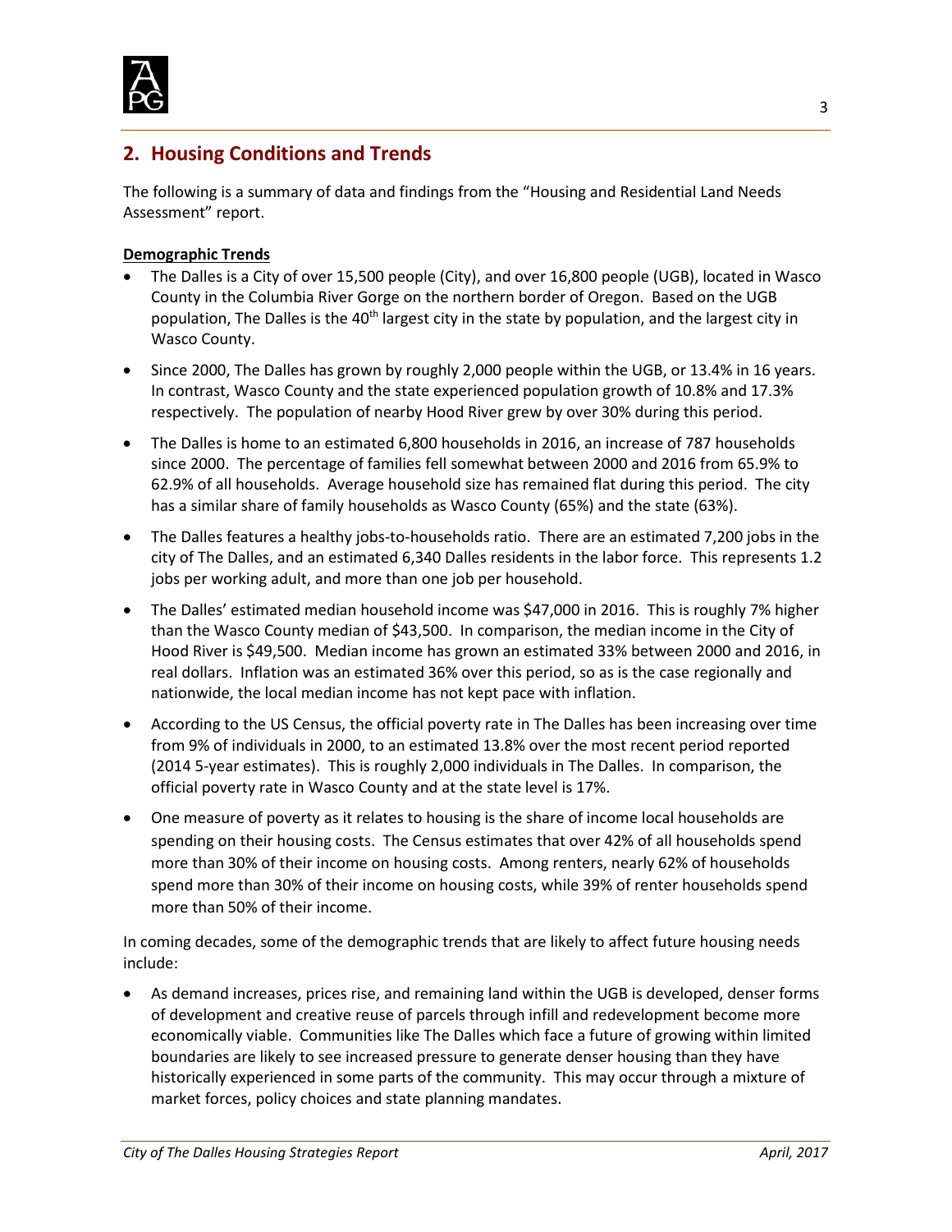## 2. Housing Conditions and Trends

The following is a summary of data and findings from the "Housing and Residential Land Needs Assessment" report.

**Demographic Trends**

- The Dalles is a City of over 15,500 people (City), and over 16,800 people (UGB), located in Wasco County in the Columbia River Gorge on the northern border of Oregon. Based on the UGB population, The Dalles is the 40th largest city in the state by population, and the largest city in Wasco County.
- Since 2000, The Dalles has grown by roughly 2,000 people within the UGB, or 13.4% in 16 years. In contrast, Wasco County and the state experienced population growth of 10.8% and 17.3% respectively. The population of nearby Hood River grew by over 30% during this period.
- The Dalles is home to an estimated 6,800 households in 2016, an increase of 787 households since 2000. The percentage of families fell somewhat between 2000 and 2016 from 65.9% to 62.9% of all households. Average household size has remained flat during this period. The city has a similar share of family households as Wasco County (65%) and the state (63%).
- The Dalles features a healthy jobs-to-households ratio. There are an estimated 7,200 jobs in the city of The Dalles, and an estimated 6,340 Dalles residents in the labor force. This represents 1.2 jobs per working adult, and more than one job per household.
- The Dalles' estimated median household income was $47,000 in 2016. This is roughly 7% higher than the Wasco County median of $43,500. In comparison, the median income in the City of Hood River is $49,500. Median income has grown an estimated 33% between 2000 and 2016, in real dollars. Inflation was an estimated 36% over this period, so as is the case regionally and nationwide, the local median income has not kept pace with inflation.
- According to the US Census, the official poverty rate in The Dalles has been increasing over time from 9% of individuals in 2000, to an estimated 13.8% over the most recent period reported (2014 5-year estimates). This is roughly 2,000 individuals in The Dalles. In comparison, the official poverty rate in Wasco County and at the state level is 17%.
- One measure of poverty as it relates to housing is the share of income local households are spending on their housing costs. The Census estimates that over 42% of all households spend more than 30% of their income on housing costs. Among renters, nearly 62% of households spend more than 30% of their income on housing costs, while 39% of renter households spend more than 50% of their income.

In coming decades, some of the demographic trends that are likely to affect future housing needs include:

- As demand increases, prices rise, and remaining land within the UGB is developed, denser forms of development and creative reuse of parcels through infill and redevelopment become more economically viable. Communities like The Dalles which face a future of growing within limited boundaries are likely to see increased pressure to generate denser housing than they have historically experienced in some parts of the community. This may occur through a mixture of market forces, policy choices and state planning mandates.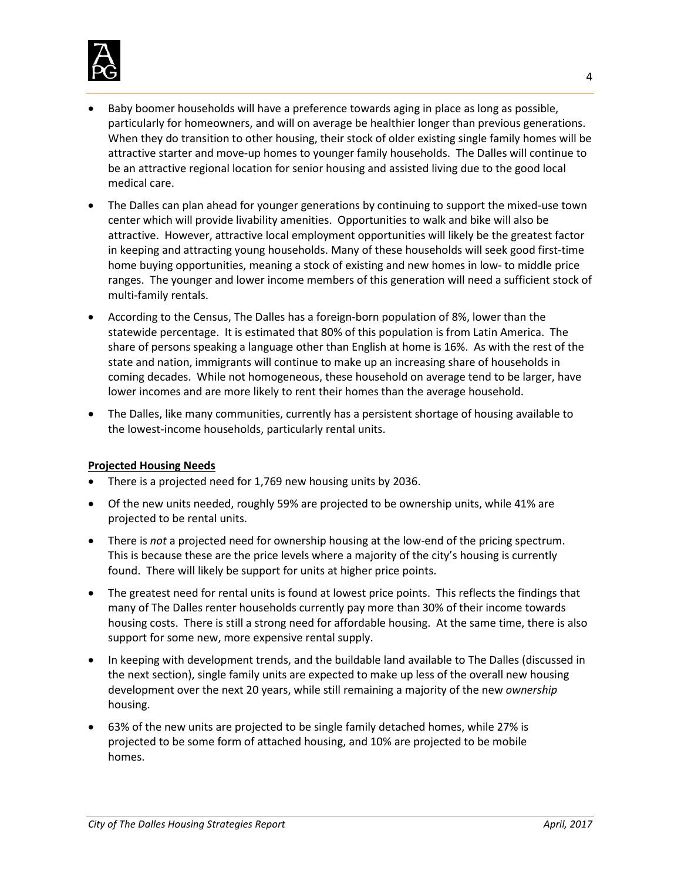- Baby boomer households will have a preference towards aging in place as long as possible, particularly for homeowners, and will on average be healthier longer than previous generations. When they do transition to other housing, their stock of older existing single family homes will be attractive starter and move-up homes to younger family households. The Dalles will continue to be an attractive regional location for senior housing and assisted living due to the good local medical care.
- The Dalles can plan ahead for younger generations by continuing to support the mixed-use town center which will provide livability amenities. Opportunities to walk and bike will also be attractive. However, attractive local employment opportunities will likely be the greatest factor in keeping and attracting young households. Many of these households will seek good first-time home buying opportunities, meaning a stock of existing and new homes in low- to middle price ranges. The younger and lower income members of this generation will need a sufficient stock of multi-family rentals.
- According to the Census, The Dalles has a foreign-born population of 8%, lower than the statewide percentage. It is estimated that 80% of this population is from Latin America. The share of persons speaking a language other than English at home is 16%. As with the rest of the state and nation, immigrants will continue to make up an increasing share of households in coming decades. While not homogeneous, these household on average tend to be larger, have lower incomes and are more likely to rent their homes than the average household.
- The Dalles, like many communities, currently has a persistent shortage of housing available to the lowest-income households, particularly rental units.

**Projected Housing Needs**

- There is a projected need for 1,769 new housing units by 2036.
- Of the new units needed, roughly 59% are projected to be ownership units, while 41% are projected to be rental units.
- There is *not* a projected need for ownership housing at the low-end of the pricing spectrum. This is because these are the price levels where a majority of the city's housing is currently found. There will likely be support for units at higher price points.
- The greatest need for rental units is found at lowest price points. This reflects the findings that many of The Dalles renter households currently pay more than 30% of their income towards housing costs. There is still a strong need for affordable housing. At the same time, there is also support for some new, more expensive rental supply.
- In keeping with development trends, and the buildable land available to The Dalles (discussed in the next section), single family units are expected to make up less of the overall new housing development over the next 20 years, while still remaining a majority of the new *ownership* housing.
- 63% of the new units are projected to be single family detached homes, while 27% is projected to be some form of attached housing, and 10% are projected to be mobile homes.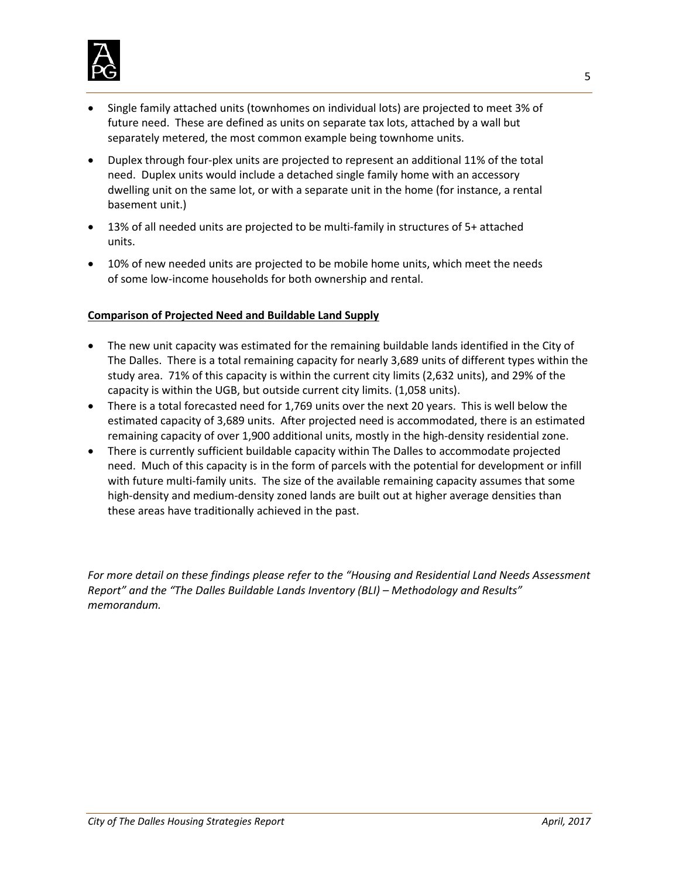- Single family attached units (townhomes on individual lots) are projected to meet 3% of future need. These are defined as units on separate tax lots, attached by a wall but separately metered, the most common example being townhome units.
- Duplex through four-plex units are projected to represent an additional 11% of the total need. Duplex units would include a detached single family home with an accessory dwelling unit on the same lot, or with a separate unit in the home (for instance, a rental basement unit.)
- 13% of all needed units are projected to be multi-family in structures of 5+ attached units.
- 10% of new needed units are projected to be mobile home units, which meet the needs of some low-income households for both ownership and rental.

**Comparison of Projected Need and Buildable Land Supply**

- The new unit capacity was estimated for the remaining buildable lands identified in the City of The Dalles. There is a total remaining capacity for nearly 3,689 units of different types within the study area. 71% of this capacity is within the current city limits (2,632 units), and 29% of the capacity is within the UGB, but outside current city limits. (1,058 units).
- There is a total forecasted need for 1,769 units over the next 20 years. This is well below the estimated capacity of 3,689 units. After projected need is accommodated, there is an estimated remaining capacity of over 1,900 additional units, mostly in the high-density residential zone.
- There is currently sufficient buildable capacity within The Dalles to accommodate projected need. Much of this capacity is in the form of parcels with the potential for development or infill with future multi-family units. The size of the available remaining capacity assumes that some high-density and medium-density zoned lands are built out at higher average densities than these areas have traditionally achieved in the past.

*For more detail on these findings please refer to the "Housing and Residential Land Needs Assessment Report" and the "The Dalles Buildable Lands Inventory (BLI) – Methodology and Results" memorandum.*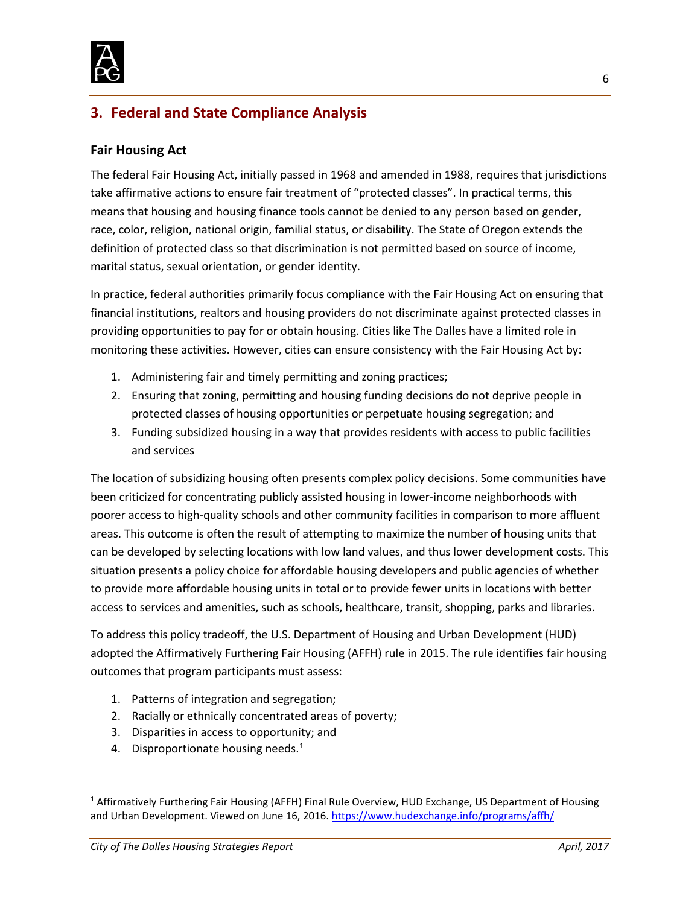## 3. Federal and State Compliance Analysis

### Fair Housing Act

The federal Fair Housing Act, initially passed in 1968 and amended in 1988, requires that jurisdictions take affirmative actions to ensure fair treatment of "protected classes". In practical terms, this means that housing and housing finance tools cannot be denied to any person based on gender, race, color, religion, national origin, familial status, or disability. The State of Oregon extends the definition of protected class so that discrimination is not permitted based on source of income, marital status, sexual orientation, or gender identity.

In practice, federal authorities primarily focus compliance with the Fair Housing Act on ensuring that financial institutions, realtors and housing providers do not discriminate against protected classes in providing opportunities to pay for or obtain housing. Cities like The Dalles have a limited role in monitoring these activities. However, cities can ensure consistency with the Fair Housing Act by:

1. Administering fair and timely permitting and zoning practices;
2. Ensuring that zoning, permitting and housing funding decisions do not deprive people in protected classes of housing opportunities or perpetuate housing segregation; and
3. Funding subsidized housing in a way that provides residents with access to public facilities and services

The location of subsidizing housing often presents complex policy decisions. Some communities have been criticized for concentrating publicly assisted housing in lower-income neighborhoods with poorer access to high-quality schools and other community facilities in comparison to more affluent areas. This outcome is often the result of attempting to maximize the number of housing units that can be developed by selecting locations with low land values, and thus lower development costs. This situation presents a policy choice for affordable housing developers and public agencies of whether to provide more affordable housing units in total or to provide fewer units in locations with better access to services and amenities, such as schools, healthcare, transit, shopping, parks and libraries.

To address this policy tradeoff, the U.S. Department of Housing and Urban Development (HUD) adopted the Affirmatively Furthering Fair Housing (AFFH) rule in 2015. The rule identifies fair housing outcomes that program participants must assess:

1. Patterns of integration and segregation;
2. Racially or ethnically concentrated areas of poverty;
3. Disparities in access to opportunity; and
4. Disproportionate housing needs.[1]

[1] Affirmatively Furthering Fair Housing (AFFH) Final Rule Overview, HUD Exchange, US Department of Housing and Urban Development. Viewed on June 16, 2016. https://www.hudexchange.info/programs/affh/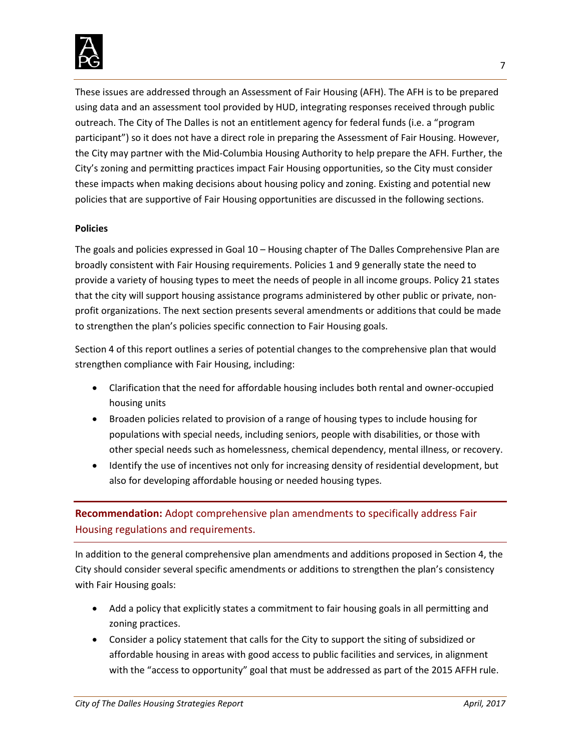These issues are addressed through an Assessment of Fair Housing (AFH). The AFH is to be prepared using data and an assessment tool provided by HUD, integrating responses received through public outreach. The City of The Dalles is not an entitlement agency for federal funds (i.e. a "program participant") so it does not have a direct role in preparing the Assessment of Fair Housing. However, the City may partner with the Mid-Columbia Housing Authority to help prepare the AFH. Further, the City's zoning and permitting practices impact Fair Housing opportunities, so the City must consider these impacts when making decisions about housing policy and zoning. Existing and potential new policies that are supportive of Fair Housing opportunities are discussed in the following sections.

**Policies**

The goals and policies expressed in Goal 10 – Housing chapter of The Dalles Comprehensive Plan are broadly consistent with Fair Housing requirements. Policies 1 and 9 generally state the need to provide a variety of housing types to meet the needs of people in all income groups. Policy 21 states that the city will support housing assistance programs administered by other public or private, non-profit organizations. The next section presents several amendments or additions that could be made to strengthen the plan's policies specific connection to Fair Housing goals.

Section 4 of this report outlines a series of potential changes to the comprehensive plan that would strengthen compliance with Fair Housing, including:

- Clarification that the need for affordable housing includes both rental and owner-occupied housing units
- Broaden policies related to provision of a range of housing types to include housing for populations with special needs, including seniors, people with disabilities, or those with other special needs such as homelessness, chemical dependency, mental illness, or recovery.
- Identify the use of incentives not only for increasing density of residential development, but also for developing affordable housing or needed housing types.

**Recommendation:** Adopt comprehensive plan amendments to specifically address Fair Housing regulations and requirements.

In addition to the general comprehensive plan amendments and additions proposed in Section 4, the City should consider several specific amendments or additions to strengthen the plan's consistency with Fair Housing goals:

- Add a policy that explicitly states a commitment to fair housing goals in all permitting and zoning practices.
- Consider a policy statement that calls for the City to support the siting of subsidized or affordable housing in areas with good access to public facilities and services, in alignment with the "access to opportunity" goal that must be addressed as part of the 2015 AFFH rule.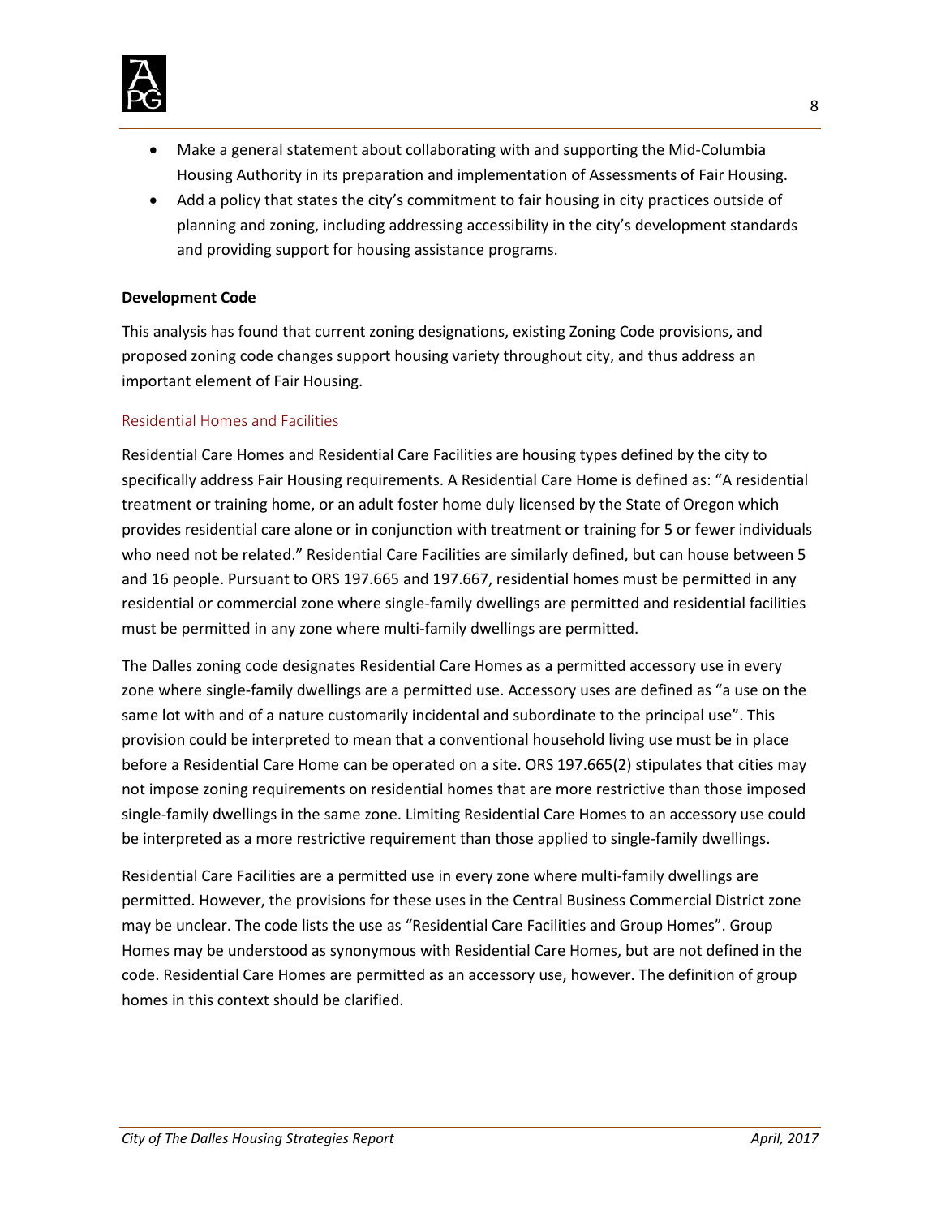- Make a general statement about collaborating with and supporting the Mid-Columbia Housing Authority in its preparation and implementation of Assessments of Fair Housing.
- Add a policy that states the city's commitment to fair housing in city practices outside of planning and zoning, including addressing accessibility in the city's development standards and providing support for housing assistance programs.

**Development Code**

This analysis has found that current zoning designations, existing Zoning Code provisions, and proposed zoning code changes support housing variety throughout city, and thus address an important element of Fair Housing.

### Residential Homes and Facilities

Residential Care Homes and Residential Care Facilities are housing types defined by the city to specifically address Fair Housing requirements. A Residential Care Home is defined as: "A residential treatment or training home, or an adult foster home duly licensed by the State of Oregon which provides residential care alone or in conjunction with treatment or training for 5 or fewer individuals who need not be related." Residential Care Facilities are similarly defined, but can house between 5 and 16 people. Pursuant to ORS 197.665 and 197.667, residential homes must be permitted in any residential or commercial zone where single-family dwellings are permitted and residential facilities must be permitted in any zone where multi-family dwellings are permitted.

The Dalles zoning code designates Residential Care Homes as a permitted accessory use in every zone where single-family dwellings are a permitted use. Accessory uses are defined as "a use on the same lot with and of a nature customarily incidental and subordinate to the principal use". This provision could be interpreted to mean that a conventional household living use must be in place before a Residential Care Home can be operated on a site. ORS 197.665(2) stipulates that cities may not impose zoning requirements on residential homes that are more restrictive than those imposed single-family dwellings in the same zone. Limiting Residential Care Homes to an accessory use could be interpreted as a more restrictive requirement than those applied to single-family dwellings.

Residential Care Facilities are a permitted use in every zone where multi-family dwellings are permitted. However, the provisions for these uses in the Central Business Commercial District zone may be unclear. The code lists the use as "Residential Care Facilities and Group Homes". Group Homes may be understood as synonymous with Residential Care Homes, but are not defined in the code. Residential Care Homes are permitted as an accessory use, however. The definition of group homes in this context should be clarified.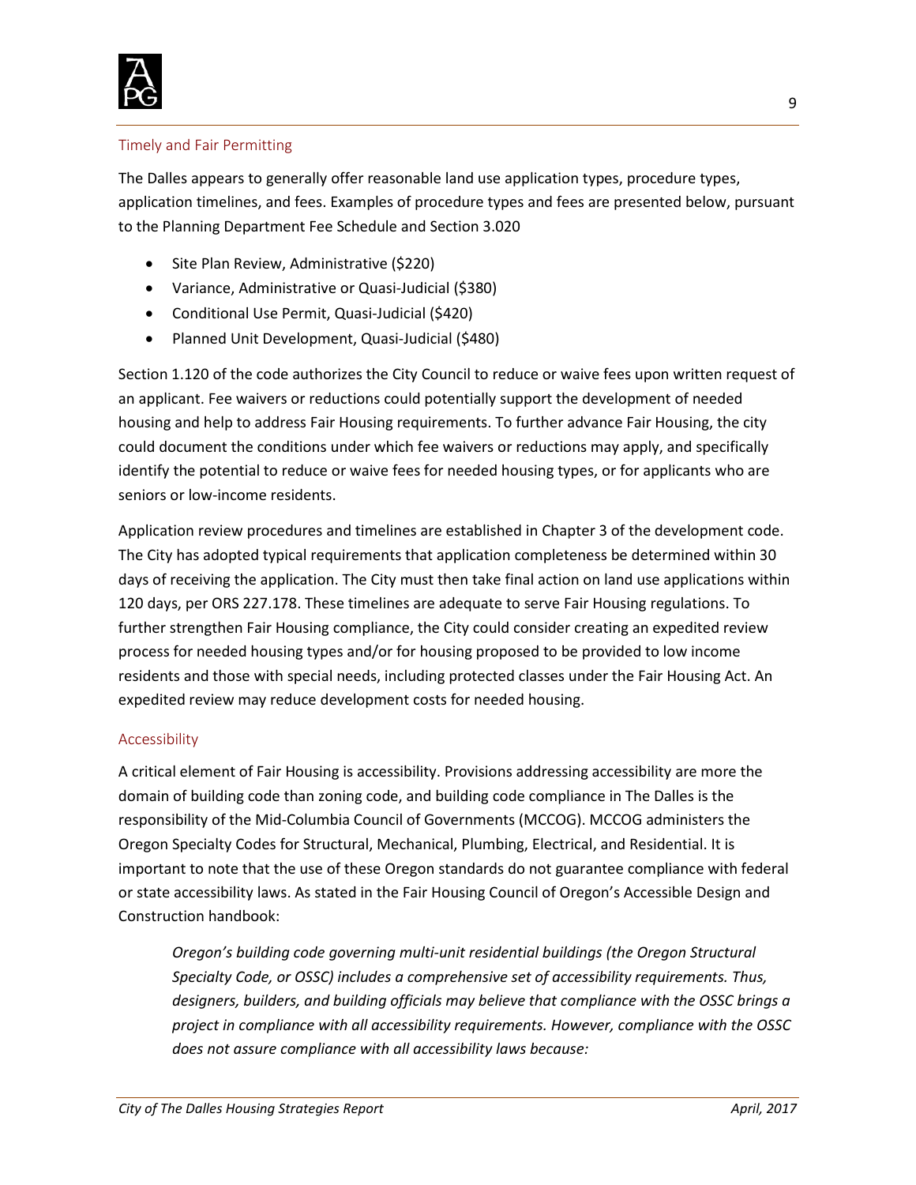## Timely and Fair Permitting

The Dalles appears to generally offer reasonable land use application types, procedure types, application timelines, and fees. Examples of procedure types and fees are presented below, pursuant to the Planning Department Fee Schedule and Section 3.020

- Site Plan Review, Administrative ($220)
- Variance, Administrative or Quasi-Judicial ($380)
- Conditional Use Permit, Quasi-Judicial ($420)
- Planned Unit Development, Quasi-Judicial ($480)

Section 1.120 of the code authorizes the City Council to reduce or waive fees upon written request of an applicant. Fee waivers or reductions could potentially support the development of needed housing and help to address Fair Housing requirements. To further advance Fair Housing, the city could document the conditions under which fee waivers or reductions may apply, and specifically identify the potential to reduce or waive fees for needed housing types, or for applicants who are seniors or low-income residents.

Application review procedures and timelines are established in Chapter 3 of the development code. The City has adopted typical requirements that application completeness be determined within 30 days of receiving the application. The City must then take final action on land use applications within 120 days, per ORS 227.178. These timelines are adequate to serve Fair Housing regulations. To further strengthen Fair Housing compliance, the City could consider creating an expedited review process for needed housing types and/or for housing proposed to be provided to low income residents and those with special needs, including protected classes under the Fair Housing Act. An expedited review may reduce development costs for needed housing.

## Accessibility

A critical element of Fair Housing is accessibility. Provisions addressing accessibility are more the domain of building code than zoning code, and building code compliance in The Dalles is the responsibility of the Mid-Columbia Council of Governments (MCCOG). MCCOG administers the Oregon Specialty Codes for Structural, Mechanical, Plumbing, Electrical, and Residential. It is important to note that the use of these Oregon standards do not guarantee compliance with federal or state accessibility laws. As stated in the Fair Housing Council of Oregon's Accessible Design and Construction handbook:

> *Oregon's building code governing multi-unit residential buildings (the Oregon Structural Specialty Code, or OSSC) includes a comprehensive set of accessibility requirements. Thus, designers, builders, and building officials may believe that compliance with the OSSC brings a project in compliance with all accessibility requirements. However, compliance with the OSSC does not assure compliance with all accessibility laws because:*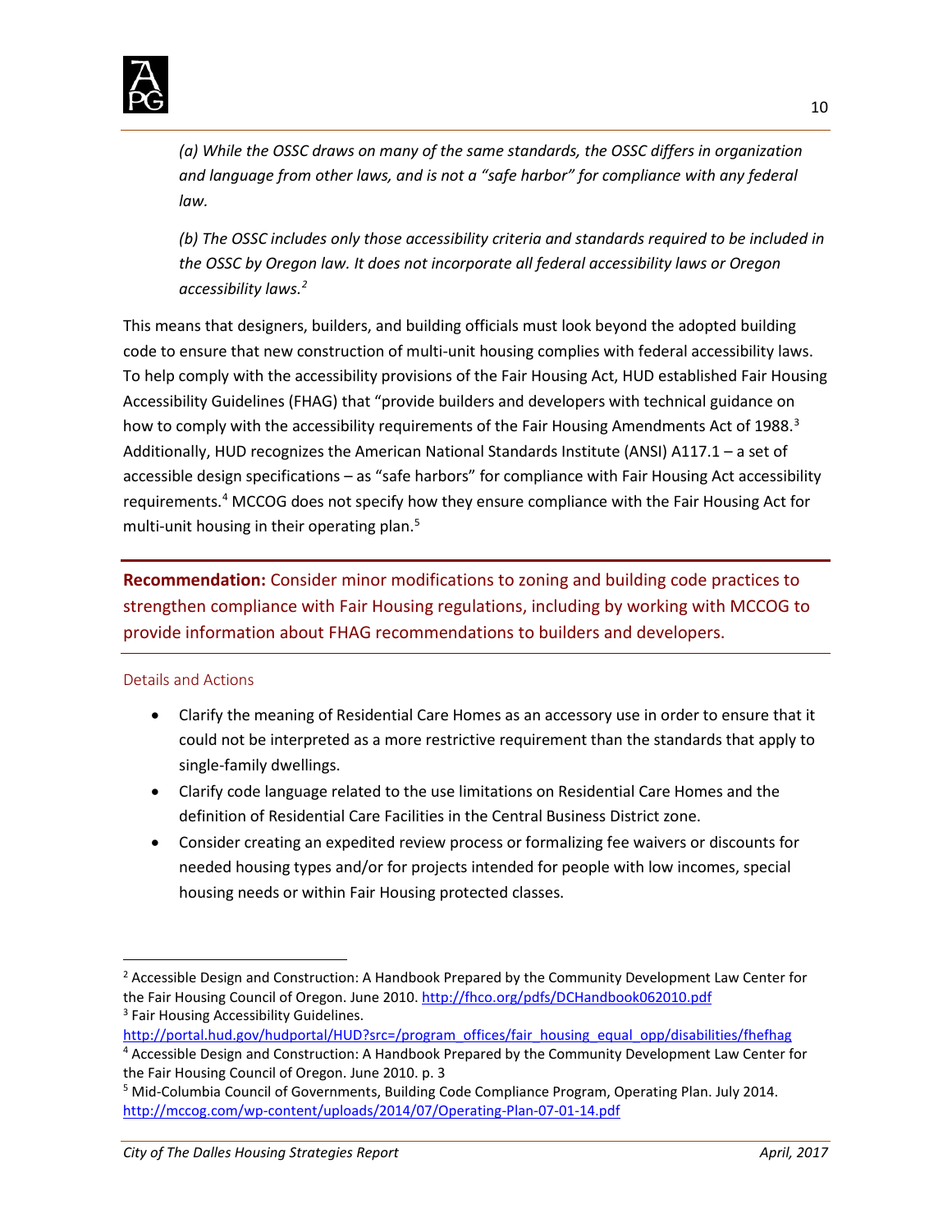*(a) While the OSSC draws on many of the same standards, the OSSC differs in organization and language from other laws, and is not a "safe harbor" for compliance with any federal law.*

*(b) The OSSC includes only those accessibility criteria and standards required to be included in the OSSC by Oregon law. It does not incorporate all federal accessibility laws or Oregon accessibility laws.*[2]

This means that designers, builders, and building officials must look beyond the adopted building code to ensure that new construction of multi-unit housing complies with federal accessibility laws. To help comply with the accessibility provisions of the Fair Housing Act, HUD established Fair Housing Accessibility Guidelines (FHAG) that "provide builders and developers with technical guidance on how to comply with the accessibility requirements of the Fair Housing Amendments Act of 1988.[3] Additionally, HUD recognizes the American National Standards Institute (ANSI) A117.1 – a set of accessible design specifications – as "safe harbors" for compliance with Fair Housing Act accessibility requirements.[4] MCCOG does not specify how they ensure compliance with the Fair Housing Act for multi-unit housing in their operating plan.[5]

**Recommendation:** Consider minor modifications to zoning and building code practices to strengthen compliance with Fair Housing regulations, including by working with MCCOG to provide information about FHAG recommendations to builders and developers.

### Details and Actions

- Clarify the meaning of Residential Care Homes as an accessory use in order to ensure that it could not be interpreted as a more restrictive requirement than the standards that apply to single-family dwellings.
- Clarify code language related to the use limitations on Residential Care Homes and the definition of Residential Care Facilities in the Central Business District zone.
- Consider creating an expedited review process or formalizing fee waivers or discounts for needed housing types and/or for projects intended for people with low incomes, special housing needs or within Fair Housing protected classes.

---

[2] Accessible Design and Construction: A Handbook Prepared by the Community Development Law Center for the Fair Housing Council of Oregon. June 2010. http://fhco.org/pdfs/DCHandbook062010.pdf

[3] Fair Housing Accessibility Guidelines. http://portal.hud.gov/hudportal/HUD?src=/program_offices/fair_housing_equal_opp/disabilities/fhefhag

[4] Accessible Design and Construction: A Handbook Prepared by the Community Development Law Center for the Fair Housing Council of Oregon. June 2010. p. 3

[5] Mid-Columbia Council of Governments, Building Code Compliance Program, Operating Plan. July 2014. http://mccog.com/wp-content/uploads/2014/07/Operating-Plan-07-01-14.pdf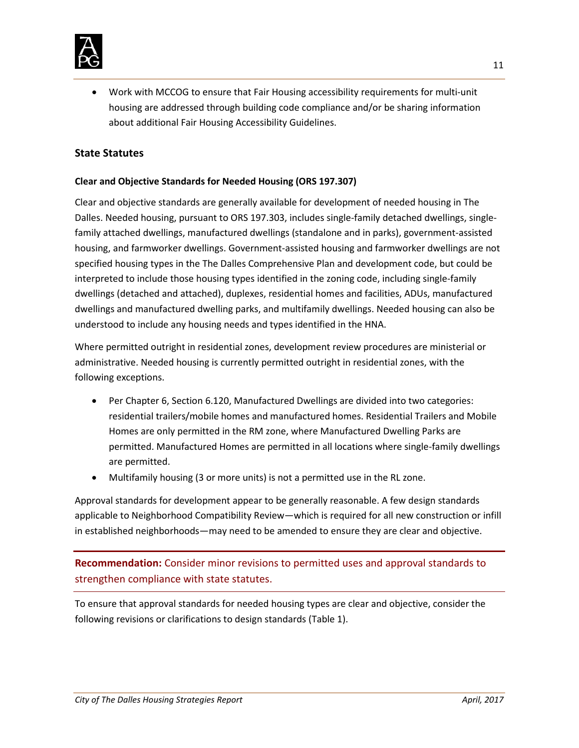- Work with MCCOG to ensure that Fair Housing accessibility requirements for multi-unit housing are addressed through building code compliance and/or be sharing information about additional Fair Housing Accessibility Guidelines.

## State Statutes

### Clear and Objective Standards for Needed Housing (ORS 197.307)

Clear and objective standards are generally available for development of needed housing in The Dalles. Needed housing, pursuant to ORS 197.303, includes single-family detached dwellings, single-family attached dwellings, manufactured dwellings (standalone and in parks), government-assisted housing, and farmworker dwellings. Government-assisted housing and farmworker dwellings are not specified housing types in the The Dalles Comprehensive Plan and development code, but could be interpreted to include those housing types identified in the zoning code, including single-family dwellings (detached and attached), duplexes, residential homes and facilities, ADUs, manufactured dwellings and manufactured dwelling parks, and multifamily dwellings. Needed housing can also be understood to include any housing needs and types identified in the HNA.

Where permitted outright in residential zones, development review procedures are ministerial or administrative. Needed housing is currently permitted outright in residential zones, with the following exceptions.

- Per Chapter 6, Section 6.120, Manufactured Dwellings are divided into two categories: residential trailers/mobile homes and manufactured homes. Residential Trailers and Mobile Homes are only permitted in the RM zone, where Manufactured Dwelling Parks are permitted. Manufactured Homes are permitted in all locations where single-family dwellings are permitted.
- Multifamily housing (3 or more units) is not a permitted use in the RL zone.

Approval standards for development appear to be generally reasonable. A few design standards applicable to Neighborhood Compatibility Review—which is required for all new construction or infill in established neighborhoods—may need to be amended to ensure they are clear and objective.

**Recommendation:** Consider minor revisions to permitted uses and approval standards to strengthen compliance with state statutes.

To ensure that approval standards for needed housing types are clear and objective, consider the following revisions or clarifications to design standards (Table 1).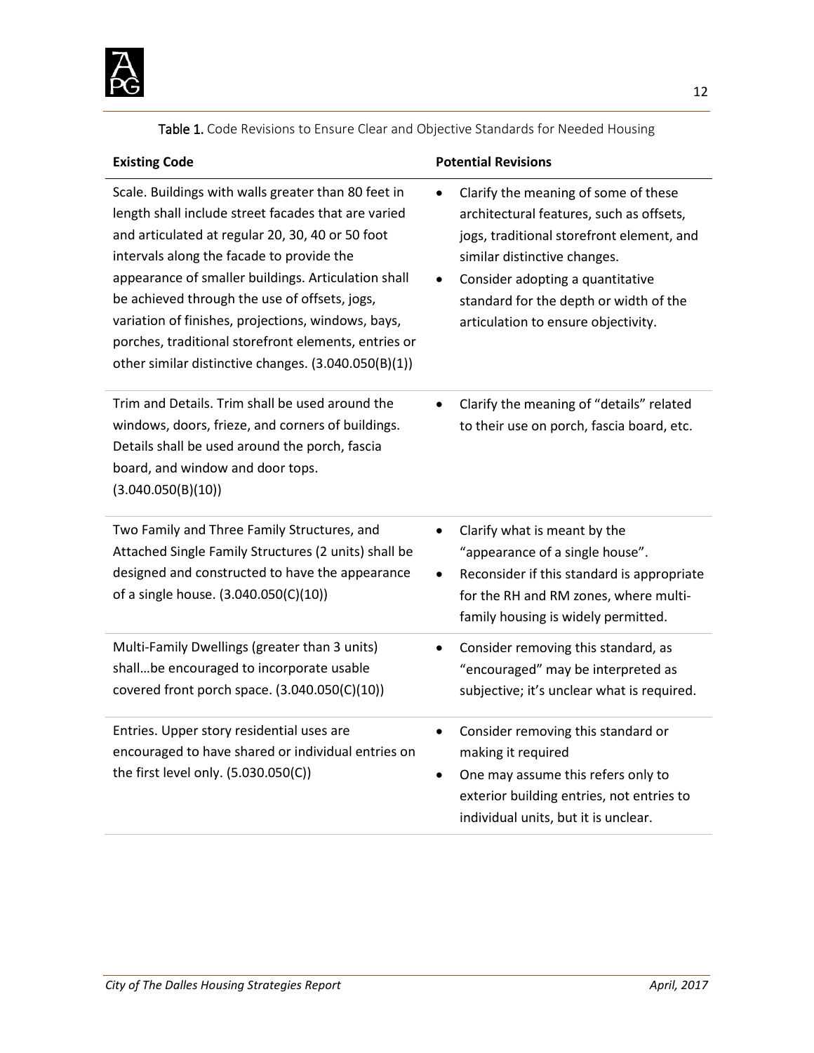**Table 1.** Code Revisions to Ensure Clear and Objective Standards for Needed Housing

| Existing Code | Potential Revisions |
|---|---|
| Scale. Buildings with walls greater than 80 feet in length shall include street facades that are varied and articulated at regular 20, 30, 40 or 50 foot intervals along the facade to provide the appearance of smaller buildings. Articulation shall be achieved through the use of offsets, jogs, variation of finishes, projections, windows, bays, porches, traditional storefront elements, entries or other similar distinctive changes. (3.040.050(B)(1)) | • Clarify the meaning of some of these architectural features, such as offsets, jogs, traditional storefront element, and similar distinctive changes.<br>• Consider adopting a quantitative standard for the depth or width of the articulation to ensure objectivity. |
| Trim and Details. Trim shall be used around the windows, doors, frieze, and corners of buildings. Details shall be used around the porch, fascia board, and window and door tops. (3.040.050(B)(10)) | • Clarify the meaning of "details" related to their use on porch, fascia board, etc. |
| Two Family and Three Family Structures, and Attached Single Family Structures (2 units) shall be designed and constructed to have the appearance of a single house. (3.040.050(C)(10)) | • Clarify what is meant by the "appearance of a single house".<br>• Reconsider if this standard is appropriate for the RH and RM zones, where multi-family housing is widely permitted. |
| Multi-Family Dwellings (greater than 3 units) shall…be encouraged to incorporate usable covered front porch space. (3.040.050(C)(10)) | • Consider removing this standard, as "encouraged" may be interpreted as subjective; it's unclear what is required. |
| Entries. Upper story residential uses are encouraged to have shared or individual entries on the first level only. (5.030.050(C)) | • Consider removing this standard or making it required<br>• One may assume this refers only to exterior building entries, not entries to individual units, but it is unclear. |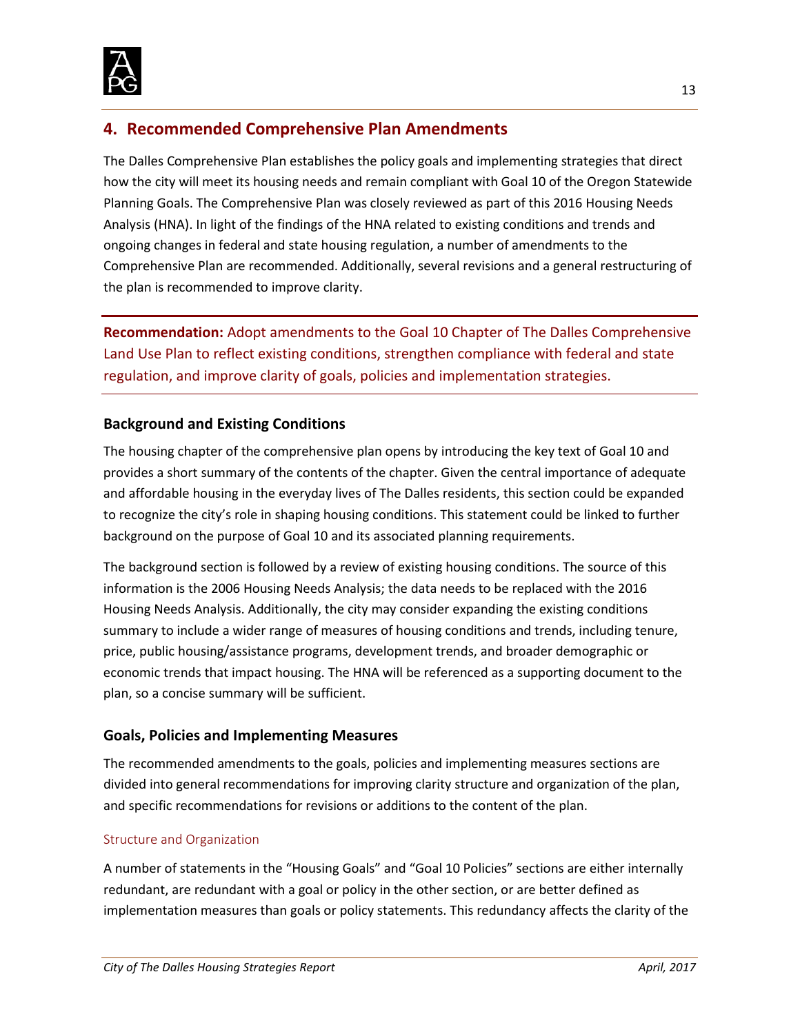## 4. Recommended Comprehensive Plan Amendments

The Dalles Comprehensive Plan establishes the policy goals and implementing strategies that direct how the city will meet its housing needs and remain compliant with Goal 10 of the Oregon Statewide Planning Goals. The Comprehensive Plan was closely reviewed as part of this 2016 Housing Needs Analysis (HNA). In light of the findings of the HNA related to existing conditions and trends and ongoing changes in federal and state housing regulation, a number of amendments to the Comprehensive Plan are recommended. Additionally, several revisions and a general restructuring of the plan is recommended to improve clarity.

**Recommendation:** Adopt amendments to the Goal 10 Chapter of The Dalles Comprehensive Land Use Plan to reflect existing conditions, strengthen compliance with federal and state regulation, and improve clarity of goals, policies and implementation strategies.

### Background and Existing Conditions

The housing chapter of the comprehensive plan opens by introducing the key text of Goal 10 and provides a short summary of the contents of the chapter. Given the central importance of adequate and affordable housing in the everyday lives of The Dalles residents, this section could be expanded to recognize the city's role in shaping housing conditions. This statement could be linked to further background on the purpose of Goal 10 and its associated planning requirements.

The background section is followed by a review of existing housing conditions. The source of this information is the 2006 Housing Needs Analysis; the data needs to be replaced with the 2016 Housing Needs Analysis. Additionally, the city may consider expanding the existing conditions summary to include a wider range of measures of housing conditions and trends, including tenure, price, public housing/assistance programs, development trends, and broader demographic or economic trends that impact housing. The HNA will be referenced as a supporting document to the plan, so a concise summary will be sufficient.

### Goals, Policies and Implementing Measures

The recommended amendments to the goals, policies and implementing measures sections are divided into general recommendations for improving clarity structure and organization of the plan, and specific recommendations for revisions or additions to the content of the plan.

#### Structure and Organization

A number of statements in the "Housing Goals" and "Goal 10 Policies" sections are either internally redundant, are redundant with a goal or policy in the other section, or are better defined as implementation measures than goals or policy statements. This redundancy affects the clarity of the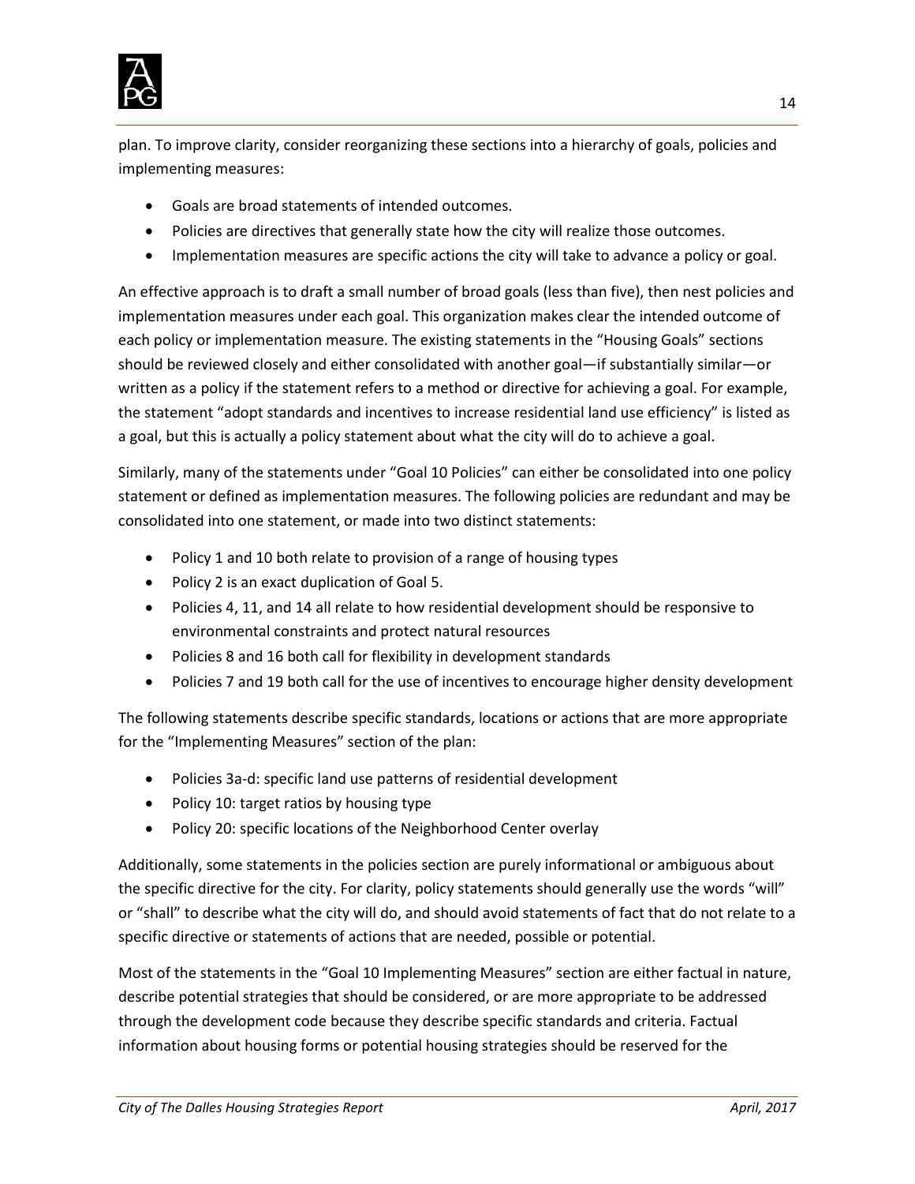plan. To improve clarity, consider reorganizing these sections into a hierarchy of goals, policies and implementing measures:

- Goals are broad statements of intended outcomes.
- Policies are directives that generally state how the city will realize those outcomes.
- Implementation measures are specific actions the city will take to advance a policy or goal.

An effective approach is to draft a small number of broad goals (less than five), then nest policies and implementation measures under each goal. This organization makes clear the intended outcome of each policy or implementation measure. The existing statements in the "Housing Goals" sections should be reviewed closely and either consolidated with another goal—if substantially similar—or written as a policy if the statement refers to a method or directive for achieving a goal. For example, the statement "adopt standards and incentives to increase residential land use efficiency" is listed as a goal, but this is actually a policy statement about what the city will do to achieve a goal.

Similarly, many of the statements under "Goal 10 Policies" can either be consolidated into one policy statement or defined as implementation measures. The following policies are redundant and may be consolidated into one statement, or made into two distinct statements:

- Policy 1 and 10 both relate to provision of a range of housing types
- Policy 2 is an exact duplication of Goal 5.
- Policies 4, 11, and 14 all relate to how residential development should be responsive to environmental constraints and protect natural resources
- Policies 8 and 16 both call for flexibility in development standards
- Policies 7 and 19 both call for the use of incentives to encourage higher density development

The following statements describe specific standards, locations or actions that are more appropriate for the "Implementing Measures" section of the plan:

- Policies 3a-d: specific land use patterns of residential development
- Policy 10: target ratios by housing type
- Policy 20: specific locations of the Neighborhood Center overlay

Additionally, some statements in the policies section are purely informational or ambiguous about the specific directive for the city. For clarity, policy statements should generally use the words "will" or "shall" to describe what the city will do, and should avoid statements of fact that do not relate to a specific directive or statements of actions that are needed, possible or potential.

Most of the statements in the "Goal 10 Implementing Measures" section are either factual in nature, describe potential strategies that should be considered, or are more appropriate to be addressed through the development code because they describe specific standards and criteria. Factual information about housing forms or potential housing strategies should be reserved for the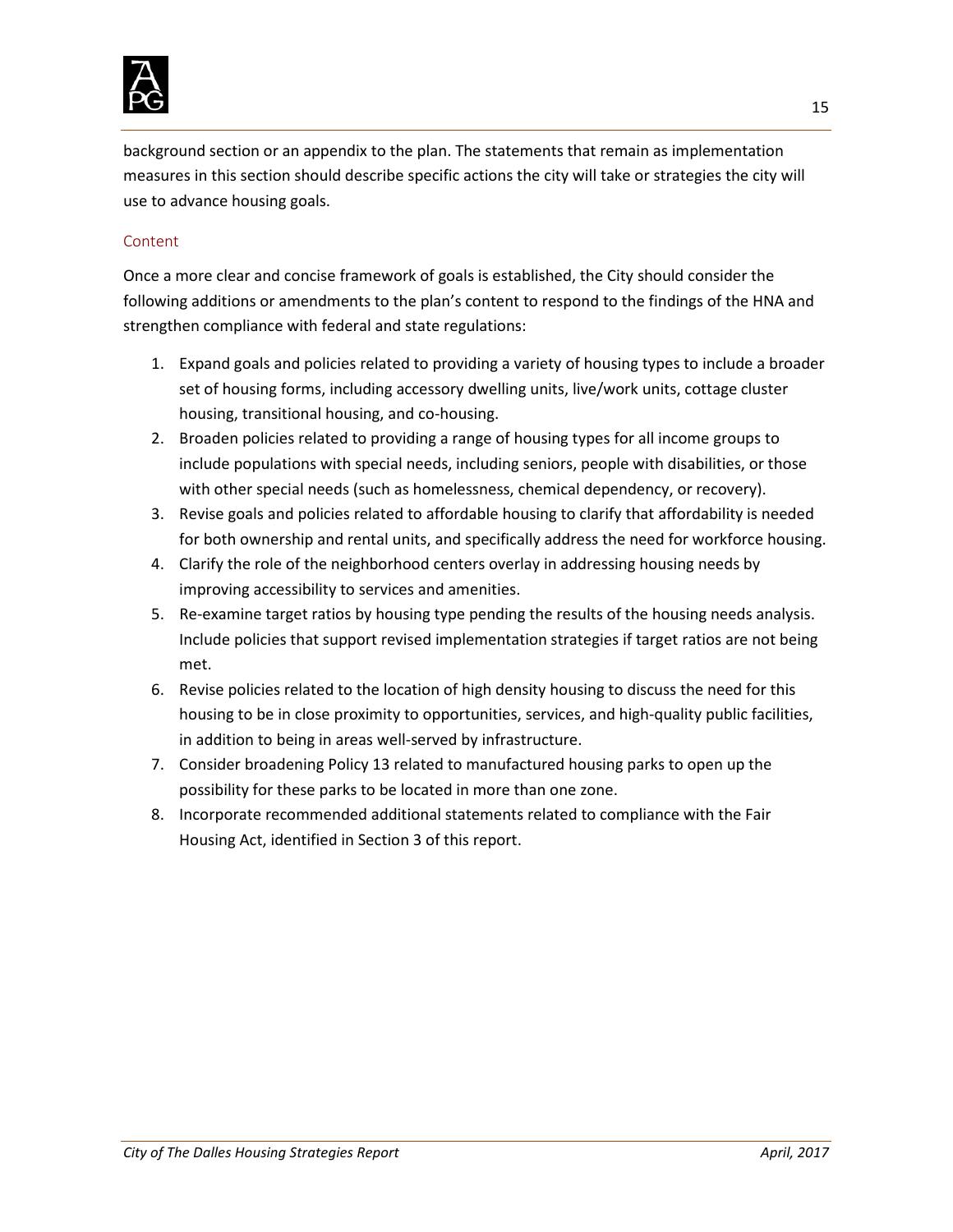background section or an appendix to the plan. The statements that remain as implementation measures in this section should describe specific actions the city will take or strategies the city will use to advance housing goals.

### Content

Once a more clear and concise framework of goals is established, the City should consider the following additions or amendments to the plan's content to respond to the findings of the HNA and strengthen compliance with federal and state regulations:

1. Expand goals and policies related to providing a variety of housing types to include a broader set of housing forms, including accessory dwelling units, live/work units, cottage cluster housing, transitional housing, and co-housing.
2. Broaden policies related to providing a range of housing types for all income groups to include populations with special needs, including seniors, people with disabilities, or those with other special needs (such as homelessness, chemical dependency, or recovery).
3. Revise goals and policies related to affordable housing to clarify that affordability is needed for both ownership and rental units, and specifically address the need for workforce housing.
4. Clarify the role of the neighborhood centers overlay in addressing housing needs by improving accessibility to services and amenities.
5. Re-examine target ratios by housing type pending the results of the housing needs analysis. Include policies that support revised implementation strategies if target ratios are not being met.
6. Revise policies related to the location of high density housing to discuss the need for this housing to be in close proximity to opportunities, services, and high-quality public facilities, in addition to being in areas well-served by infrastructure.
7. Consider broadening Policy 13 related to manufactured housing parks to open up the possibility for these parks to be located in more than one zone.
8. Incorporate recommended additional statements related to compliance with the Fair Housing Act, identified in Section 3 of this report.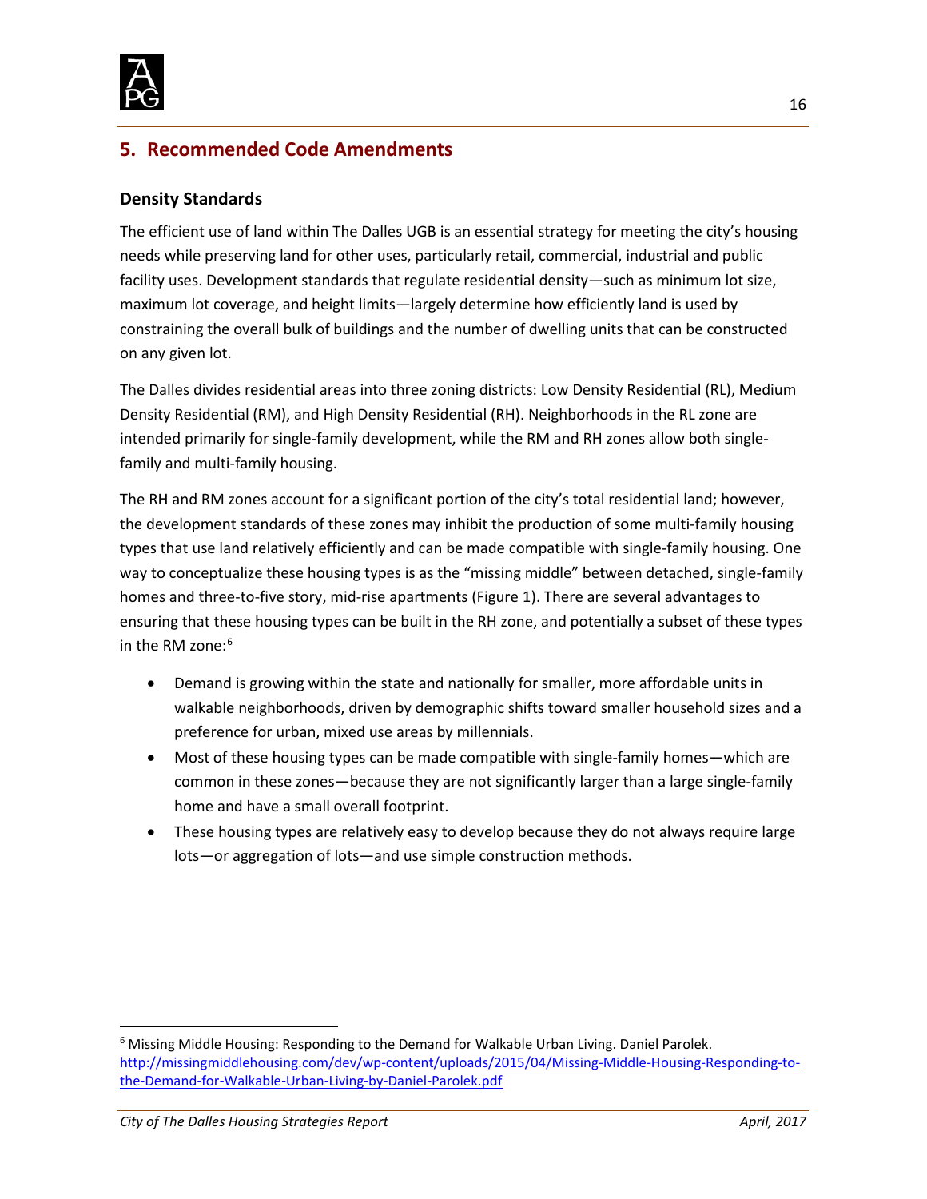## 5. Recommended Code Amendments

### Density Standards

The efficient use of land within The Dalles UGB is an essential strategy for meeting the city's housing needs while preserving land for other uses, particularly retail, commercial, industrial and public facility uses. Development standards that regulate residential density—such as minimum lot size, maximum lot coverage, and height limits—largely determine how efficiently land is used by constraining the overall bulk of buildings and the number of dwelling units that can be constructed on any given lot.

The Dalles divides residential areas into three zoning districts: Low Density Residential (RL), Medium Density Residential (RM), and High Density Residential (RH). Neighborhoods in the RL zone are intended primarily for single-family development, while the RM and RH zones allow both single-family and multi-family housing.

The RH and RM zones account for a significant portion of the city's total residential land; however, the development standards of these zones may inhibit the production of some multi-family housing types that use land relatively efficiently and can be made compatible with single-family housing. One way to conceptualize these housing types is as the "missing middle" between detached, single-family homes and three-to-five story, mid-rise apartments (Figure 1). There are several advantages to ensuring that these housing types can be built in the RH zone, and potentially a subset of these types in the RM zone:[6]

- Demand is growing within the state and nationally for smaller, more affordable units in walkable neighborhoods, driven by demographic shifts toward smaller household sizes and a preference for urban, mixed use areas by millennials.
- Most of these housing types can be made compatible with single-family homes—which are common in these zones—because they are not significantly larger than a large single-family home and have a small overall footprint.
- These housing types are relatively easy to develop because they do not always require large lots—or aggregation of lots—and use simple construction methods.

---

[6] Missing Middle Housing: Responding to the Demand for Walkable Urban Living. Daniel Parolek. http://missingmiddlehousing.com/dev/wp-content/uploads/2015/04/Missing-Middle-Housing-Responding-to-the-Demand-for-Walkable-Urban-Living-by-Daniel-Parolek.pdf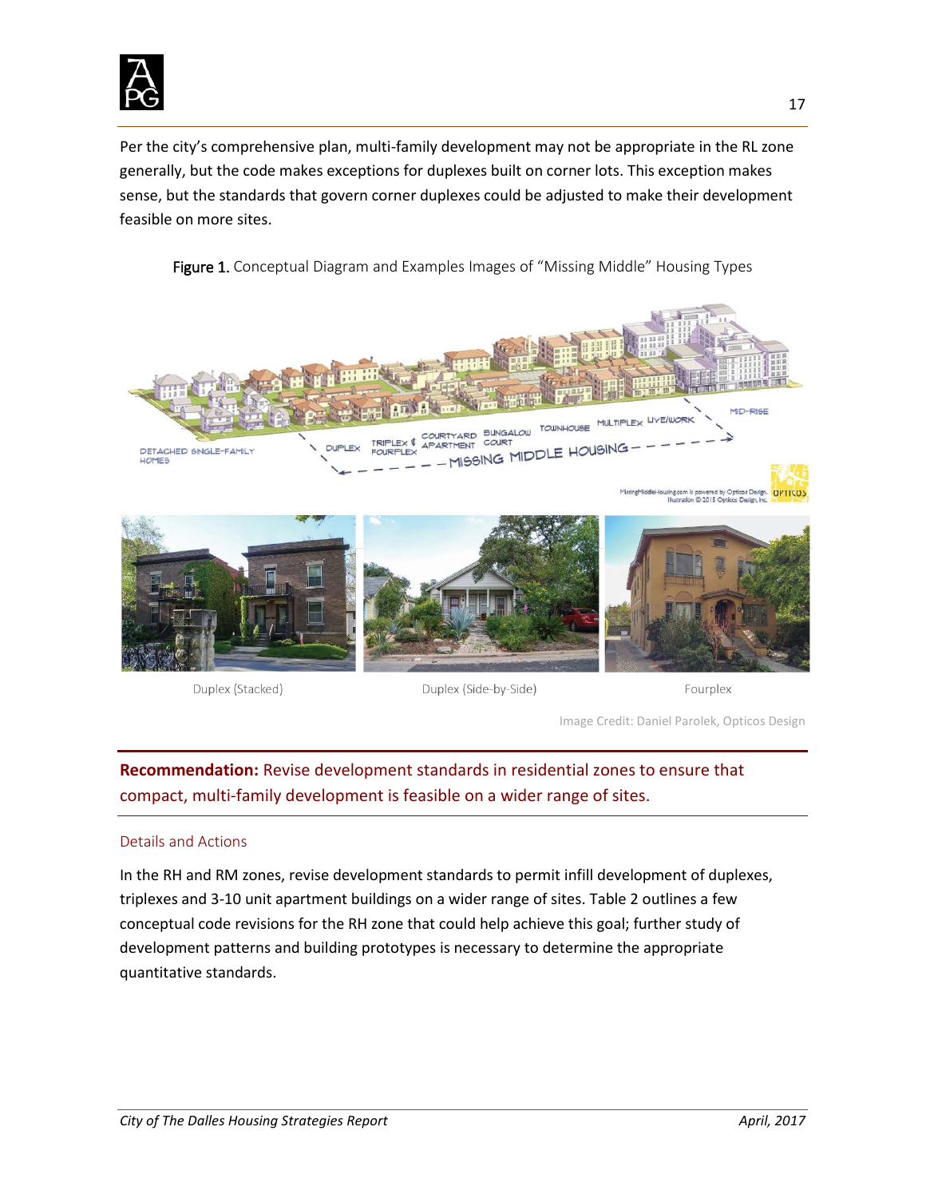Per the city's comprehensive plan, multi-family development may not be appropriate in the RL zone generally, but the code makes exceptions for duplexes built on corner lots. This exception makes sense, but the standards that govern corner duplexes could be adjusted to make their development feasible on more sites.

**Figure 1.** Conceptual Diagram and Examples Images of "Missing Middle" Housing Types

Duplex (Stacked) | Duplex (Side-by-Side) | Fourplex

Image Credit: Daniel Parolek, Opticos Design

**Recommendation:** Revise development standards in residential zones to ensure that compact, multi-family development is feasible on a wider range of sites.

### Details and Actions

In the RH and RM zones, revise development standards to permit infill development of duplexes, triplexes and 3-10 unit apartment buildings on a wider range of sites. Table 2 outlines a few conceptual code revisions for the RH zone that could help achieve this goal; further study of development patterns and building prototypes is necessary to determine the appropriate quantitative standards.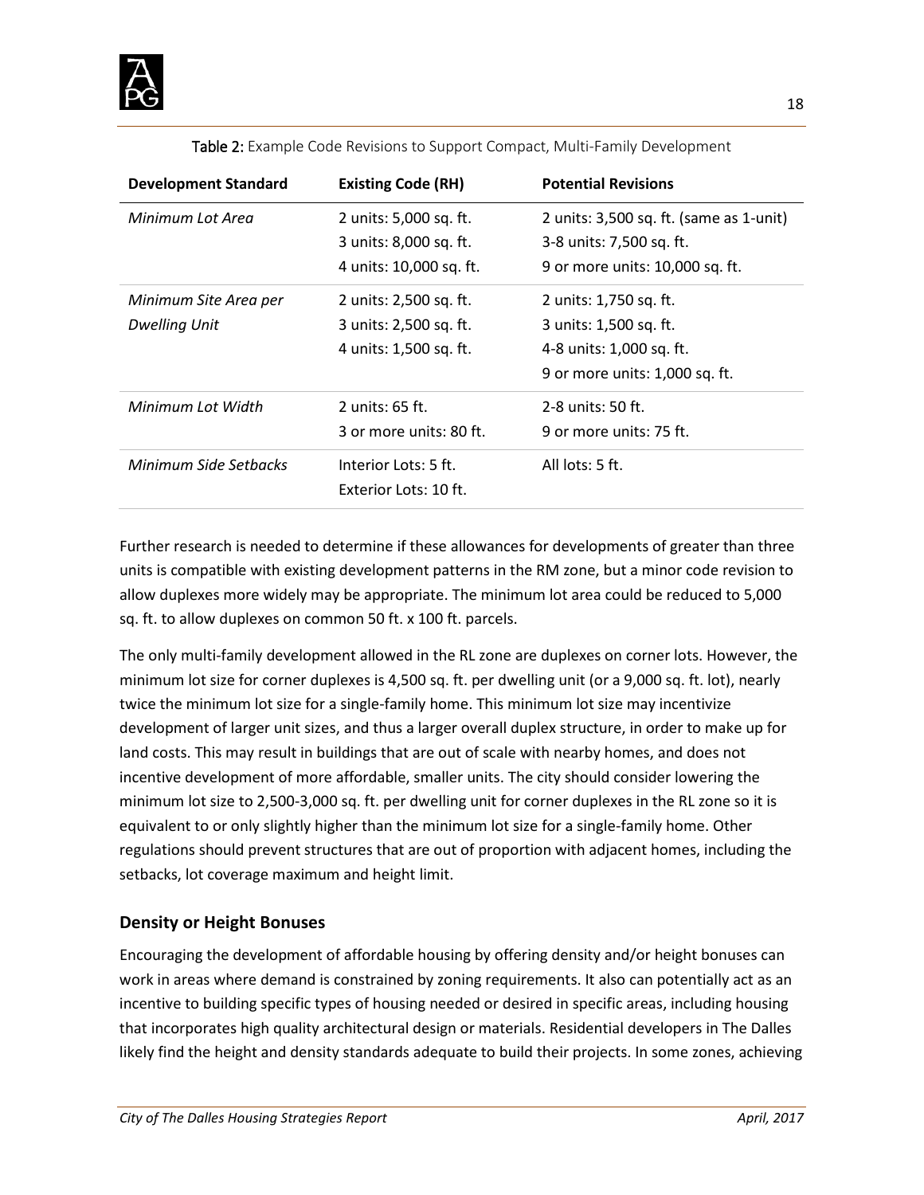Table 2: Example Code Revisions to Support Compact, Multi-Family Development

| Development Standard | Existing Code (RH) | Potential Revisions |
|---|---|---|
| *Minimum Lot Area* | 2 units: 5,000 sq. ft.<br>3 units: 8,000 sq. ft.<br>4 units: 10,000 sq. ft. | 2 units: 3,500 sq. ft. (same as 1-unit)<br>3-8 units: 7,500 sq. ft.<br>9 or more units: 10,000 sq. ft. |
| *Minimum Site Area per Dwelling Unit* | 2 units: 2,500 sq. ft.<br>3 units: 2,500 sq. ft.<br>4 units: 1,500 sq. ft. | 2 units: 1,750 sq. ft.<br>3 units: 1,500 sq. ft.<br>4-8 units: 1,000 sq. ft.<br>9 or more units: 1,000 sq. ft. |
| *Minimum Lot Width* | 2 units: 65 ft.<br>3 or more units: 80 ft. | 2-8 units: 50 ft.<br>9 or more units: 75 ft. |
| *Minimum Side Setbacks* | Interior Lots: 5 ft.<br>Exterior Lots: 10 ft. | All lots: 5 ft. |

Further research is needed to determine if these allowances for developments of greater than three units is compatible with existing development patterns in the RM zone, but a minor code revision to allow duplexes more widely may be appropriate. The minimum lot area could be reduced to 5,000 sq. ft. to allow duplexes on common 50 ft. x 100 ft. parcels.

The only multi-family development allowed in the RL zone are duplexes on corner lots. However, the minimum lot size for corner duplexes is 4,500 sq. ft. per dwelling unit (or a 9,000 sq. ft. lot), nearly twice the minimum lot size for a single-family home. This minimum lot size may incentivize development of larger unit sizes, and thus a larger overall duplex structure, in order to make up for land costs. This may result in buildings that are out of scale with nearby homes, and does not incentive development of more affordable, smaller units. The city should consider lowering the minimum lot size to 2,500-3,000 sq. ft. per dwelling unit for corner duplexes in the RL zone so it is equivalent to or only slightly higher than the minimum lot size for a single-family home. Other regulations should prevent structures that are out of proportion with adjacent homes, including the setbacks, lot coverage maximum and height limit.

### Density or Height Bonuses

Encouraging the development of affordable housing by offering density and/or height bonuses can work in areas where demand is constrained by zoning requirements. It also can potentially act as an incentive to building specific types of housing needed or desired in specific areas, including housing that incorporates high quality architectural design or materials. Residential developers in The Dalles likely find the height and density standards adequate to build their projects. In some zones, achieving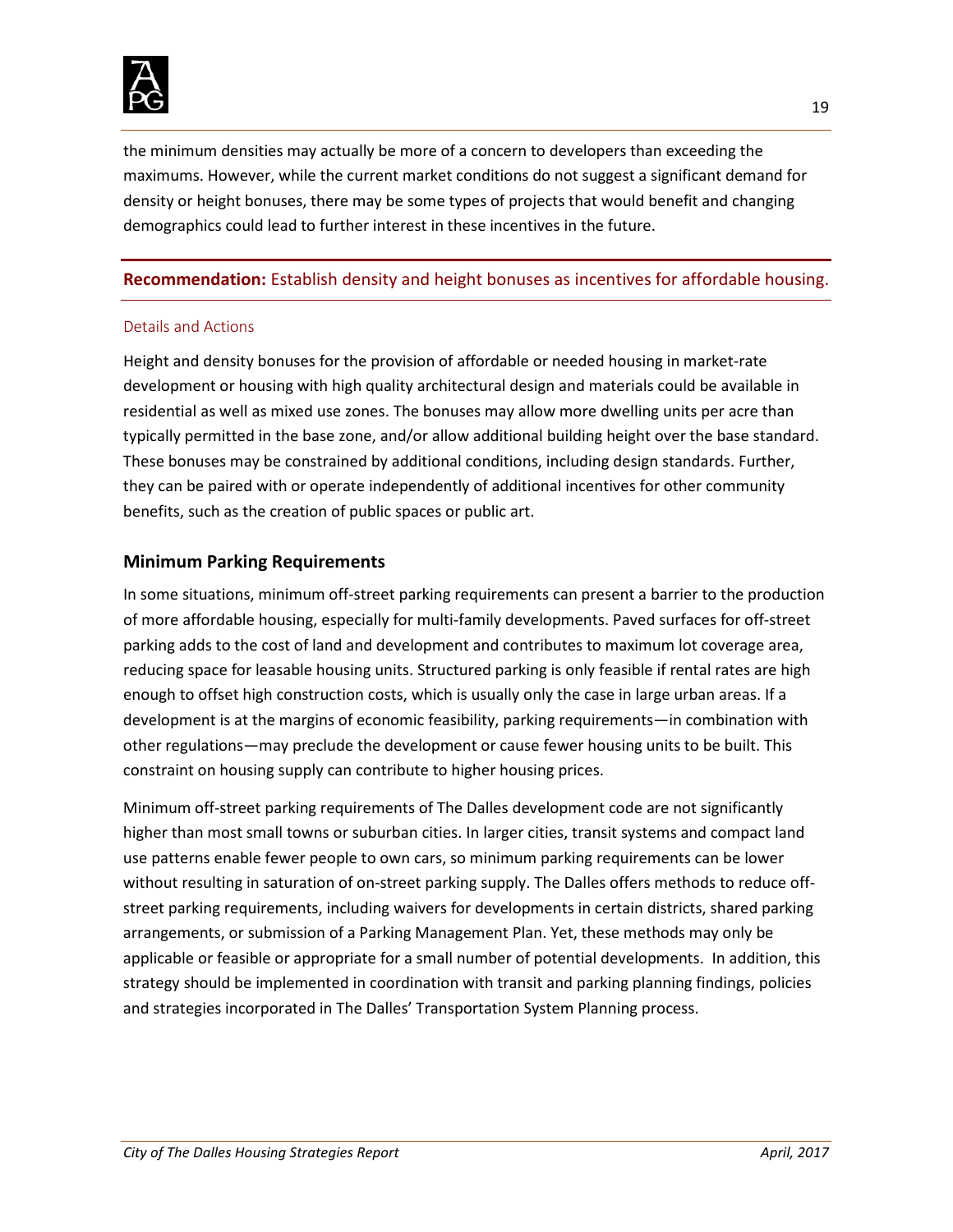the minimum densities may actually be more of a concern to developers than exceeding the maximums. However, while the current market conditions do not suggest a significant demand for density or height bonuses, there may be some types of projects that would benefit and changing demographics could lead to further interest in these incentives in the future.

**Recommendation:** Establish density and height bonuses as incentives for affordable housing.

#### Details and Actions

Height and density bonuses for the provision of affordable or needed housing in market-rate development or housing with high quality architectural design and materials could be available in residential as well as mixed use zones. The bonuses may allow more dwelling units per acre than typically permitted in the base zone, and/or allow additional building height over the base standard. These bonuses may be constrained by additional conditions, including design standards. Further, they can be paired with or operate independently of additional incentives for other community benefits, such as the creation of public spaces or public art.

### Minimum Parking Requirements

In some situations, minimum off-street parking requirements can present a barrier to the production of more affordable housing, especially for multi-family developments. Paved surfaces for off-street parking adds to the cost of land and development and contributes to maximum lot coverage area, reducing space for leasable housing units. Structured parking is only feasible if rental rates are high enough to offset high construction costs, which is usually only the case in large urban areas. If a development is at the margins of economic feasibility, parking requirements—in combination with other regulations—may preclude the development or cause fewer housing units to be built. This constraint on housing supply can contribute to higher housing prices.

Minimum off-street parking requirements of The Dalles development code are not significantly higher than most small towns or suburban cities. In larger cities, transit systems and compact land use patterns enable fewer people to own cars, so minimum parking requirements can be lower without resulting in saturation of on-street parking supply. The Dalles offers methods to reduce off-street parking requirements, including waivers for developments in certain districts, shared parking arrangements, or submission of a Parking Management Plan. Yet, these methods may only be applicable or feasible or appropriate for a small number of potential developments. In addition, this strategy should be implemented in coordination with transit and parking planning findings, policies and strategies incorporated in The Dalles' Transportation System Planning process.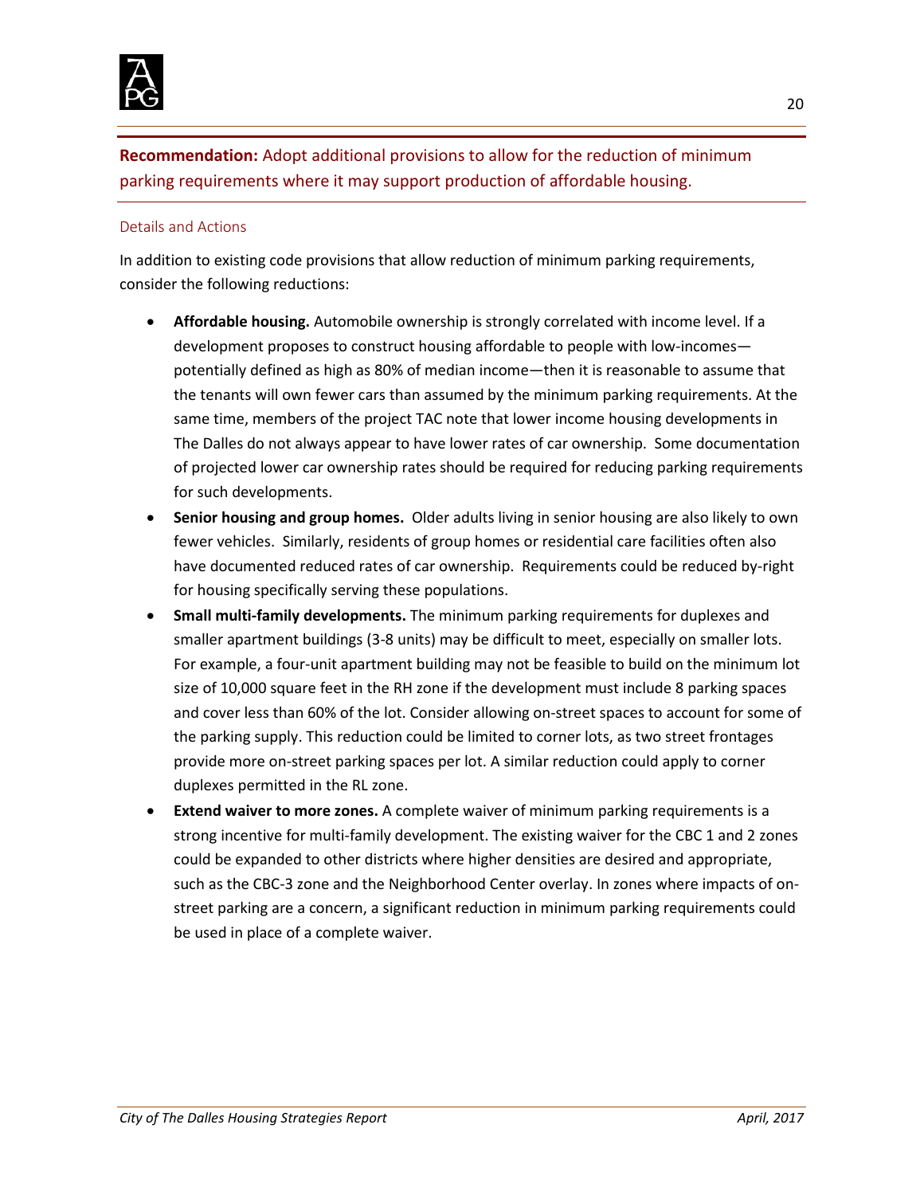**Recommendation:** Adopt additional provisions to allow for the reduction of minimum parking requirements where it may support production of affordable housing.

### Details and Actions

In addition to existing code provisions that allow reduction of minimum parking requirements, consider the following reductions:

- **Affordable housing.** Automobile ownership is strongly correlated with income level. If a development proposes to construct housing affordable to people with low-incomes—potentially defined as high as 80% of median income—then it is reasonable to assume that the tenants will own fewer cars than assumed by the minimum parking requirements. At the same time, members of the project TAC note that lower income housing developments in The Dalles do not always appear to have lower rates of car ownership. Some documentation of projected lower car ownership rates should be required for reducing parking requirements for such developments.
- **Senior housing and group homes.** Older adults living in senior housing are also likely to own fewer vehicles. Similarly, residents of group homes or residential care facilities often also have documented reduced rates of car ownership. Requirements could be reduced by-right for housing specifically serving these populations.
- **Small multi-family developments.** The minimum parking requirements for duplexes and smaller apartment buildings (3-8 units) may be difficult to meet, especially on smaller lots. For example, a four-unit apartment building may not be feasible to build on the minimum lot size of 10,000 square feet in the RH zone if the development must include 8 parking spaces and cover less than 60% of the lot. Consider allowing on-street spaces to account for some of the parking supply. This reduction could be limited to corner lots, as two street frontages provide more on-street parking spaces per lot. A similar reduction could apply to corner duplexes permitted in the RL zone.
- **Extend waiver to more zones.** A complete waiver of minimum parking requirements is a strong incentive for multi-family development. The existing waiver for the CBC 1 and 2 zones could be expanded to other districts where higher densities are desired and appropriate, such as the CBC-3 zone and the Neighborhood Center overlay. In zones where impacts of on-street parking are a concern, a significant reduction in minimum parking requirements could be used in place of a complete waiver.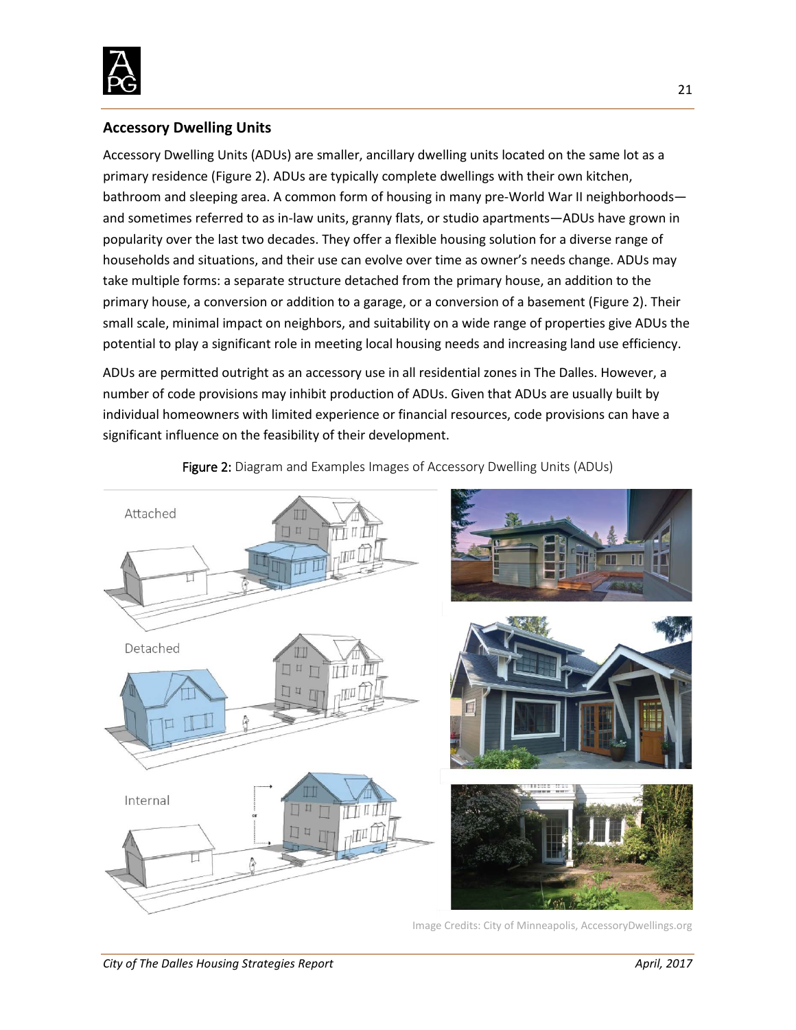## Accessory Dwelling Units

Accessory Dwelling Units (ADUs) are smaller, ancillary dwelling units located on the same lot as a primary residence (Figure 2). ADUs are typically complete dwellings with their own kitchen, bathroom and sleeping area. A common form of housing in many pre-World War II neighborhoods—and sometimes referred to as in-law units, granny flats, or studio apartments—ADUs have grown in popularity over the last two decades. They offer a flexible housing solution for a diverse range of households and situations, and their use can evolve over time as owner's needs change. ADUs may take multiple forms: a separate structure detached from the primary house, an addition to the primary house, a conversion or addition to a garage, or a conversion of a basement (Figure 2). Their small scale, minimal impact on neighbors, and suitability on a wide range of properties give ADUs the potential to play a significant role in meeting local housing needs and increasing land use efficiency.

ADUs are permitted outright as an accessory use in all residential zones in The Dalles. However, a number of code provisions may inhibit production of ADUs. Given that ADUs are usually built by individual homeowners with limited experience or financial resources, code provisions can have a significant influence on the feasibility of their development.

**Figure 2:** Diagram and Examples Images of Accessory Dwelling Units (ADUs)

Image Credits: City of Minneapolis, AccessoryDwellings.org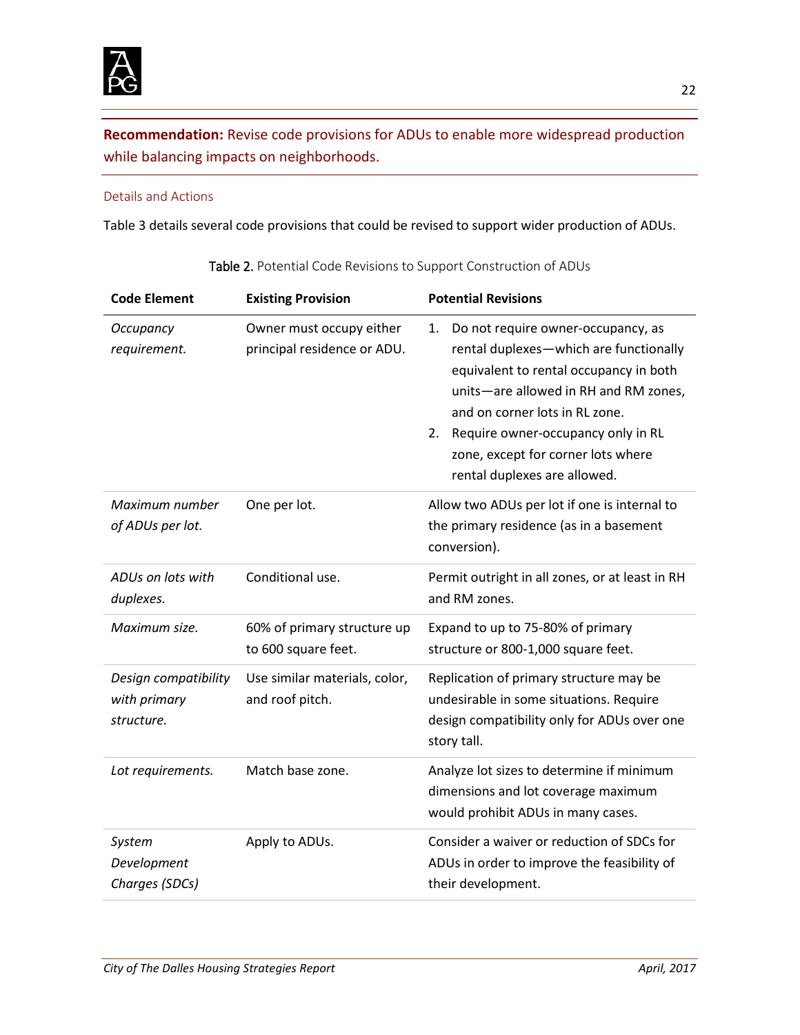**Recommendation:** Revise code provisions for ADUs to enable more widespread production while balancing impacts on neighborhoods.

### Details and Actions

Table 3 details several code provisions that could be revised to support wider production of ADUs.

Table 2. Potential Code Revisions to Support Construction of ADUs

| Code Element | Existing Provision | Potential Revisions |
|---|---|---|
| *Occupancy requirement.* | Owner must occupy either principal residence or ADU. | 1. Do not require owner-occupancy, as rental duplexes—which are functionally equivalent to rental occupancy in both units—are allowed in RH and RM zones, and on corner lots in RL zone. 2. Require owner-occupancy only in RL zone, except for corner lots where rental duplexes are allowed. |
| *Maximum number of ADUs per lot.* | One per lot. | Allow two ADUs per lot if one is internal to the primary residence (as in a basement conversion). |
| *ADUs on lots with duplexes.* | Conditional use. | Permit outright in all zones, or at least in RH and RM zones. |
| *Maximum size.* | 60% of primary structure up to 600 square feet. | Expand to up to 75-80% of primary structure or 800-1,000 square feet. |
| *Design compatibility with primary structure.* | Use similar materials, color, and roof pitch. | Replication of primary structure may be undesirable in some situations. Require design compatibility only for ADUs over one story tall. |
| *Lot requirements.* | Match base zone. | Analyze lot sizes to determine if minimum dimensions and lot coverage maximum would prohibit ADUs in many cases. |
| *System Development Charges (SDCs)* | Apply to ADUs. | Consider a waiver or reduction of SDCs for ADUs in order to improve the feasibility of their development. |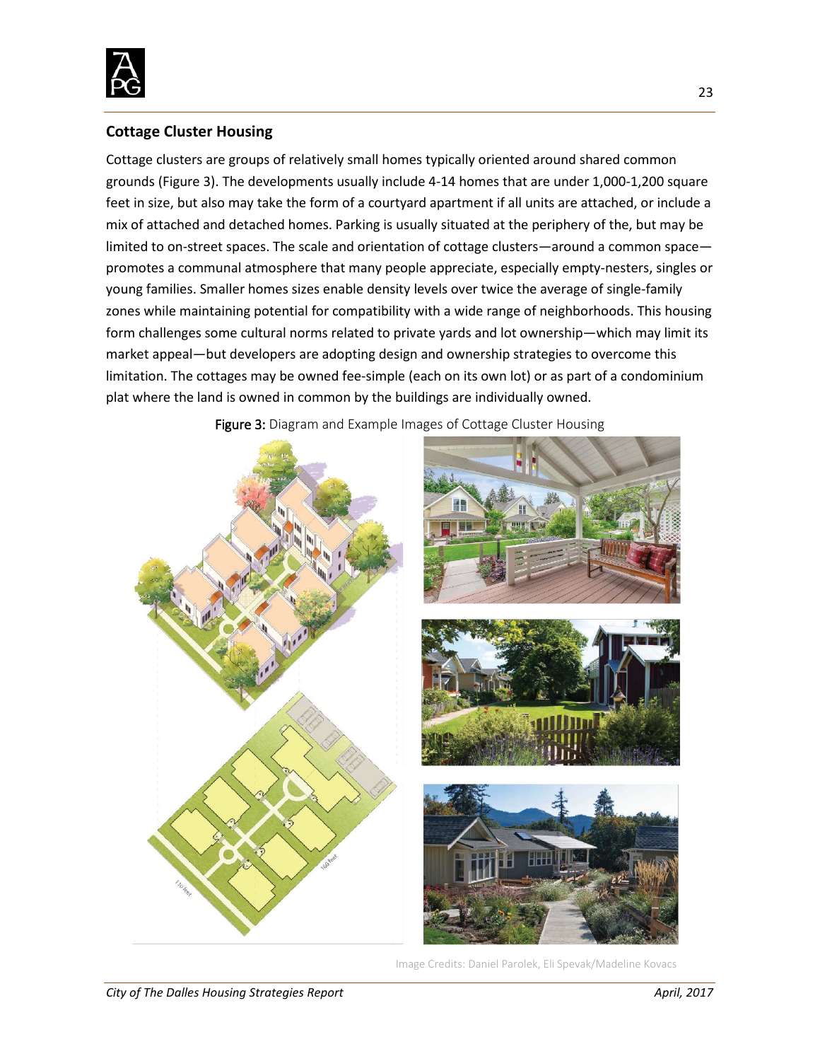## Cottage Cluster Housing

Cottage clusters are groups of relatively small homes typically oriented around shared common grounds (Figure 3). The developments usually include 4-14 homes that are under 1,000-1,200 square feet in size, but also may take the form of a courtyard apartment if all units are attached, or include a mix of attached and detached homes. Parking is usually situated at the periphery of the, but may be limited to on-street spaces. The scale and orientation of cottage clusters—around a common space—promotes a communal atmosphere that many people appreciate, especially empty-nesters, singles or young families. Smaller homes sizes enable density levels over twice the average of single-family zones while maintaining potential for compatibility with a wide range of neighborhoods. This housing form challenges some cultural norms related to private yards and lot ownership—which may limit its market appeal—but developers are adopting design and ownership strategies to overcome this limitation. The cottages may be owned fee-simple (each on its own lot) or as part of a condominium plat where the land is owned in common by the buildings are individually owned.

**Figure 3:** Diagram and Example Images of Cottage Cluster Housing

Image Credits: Daniel Parolek, Eli Spevak/Madeline Kovacs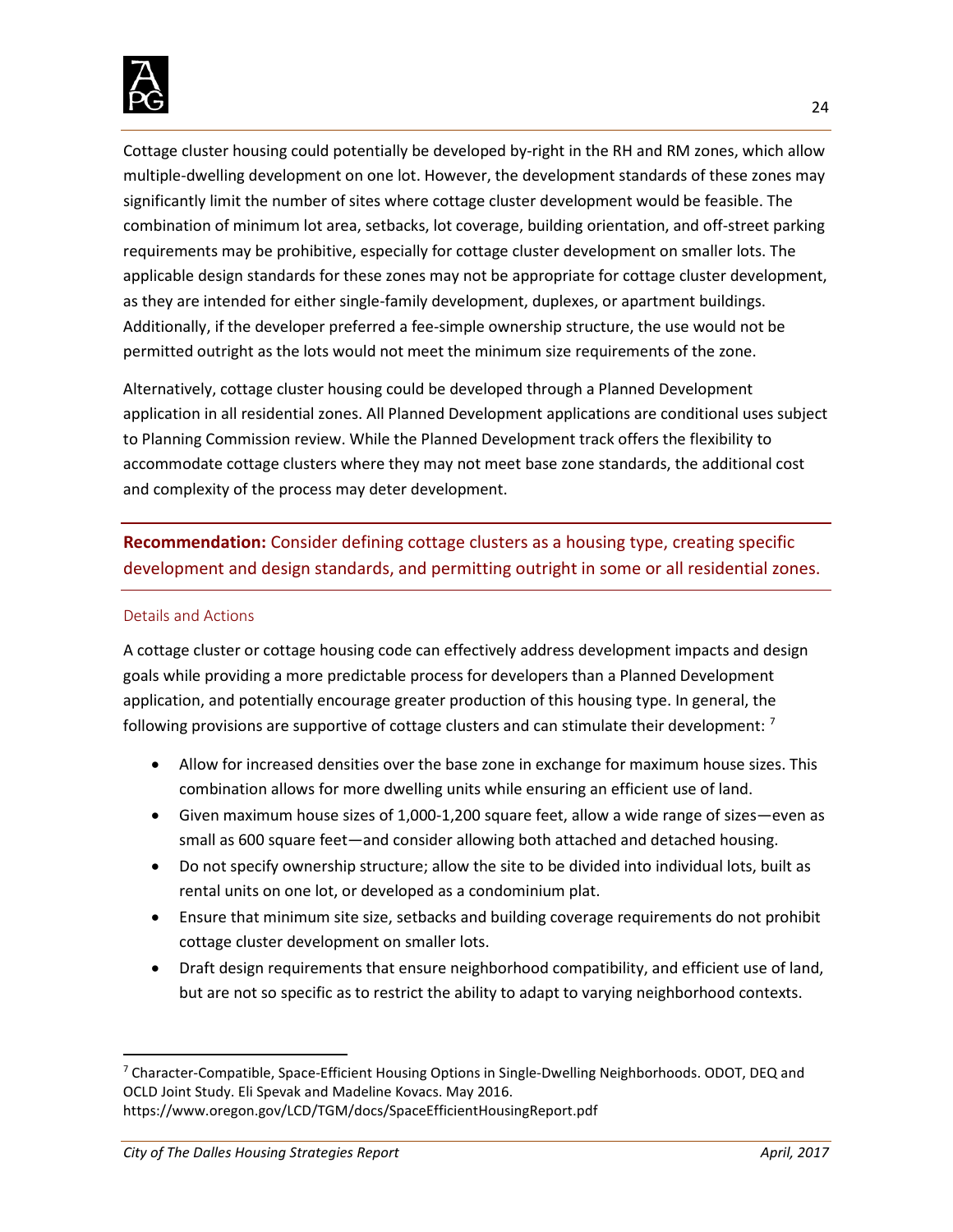Cottage cluster housing could potentially be developed by-right in the RH and RM zones, which allow multiple-dwelling development on one lot. However, the development standards of these zones may significantly limit the number of sites where cottage cluster development would be feasible. The combination of minimum lot area, setbacks, lot coverage, building orientation, and off-street parking requirements may be prohibitive, especially for cottage cluster development on smaller lots. The applicable design standards for these zones may not be appropriate for cottage cluster development, as they are intended for either single-family development, duplexes, or apartment buildings. Additionally, if the developer preferred a fee-simple ownership structure, the use would not be permitted outright as the lots would not meet the minimum size requirements of the zone.

Alternatively, cottage cluster housing could be developed through a Planned Development application in all residential zones. All Planned Development applications are conditional uses subject to Planning Commission review. While the Planned Development track offers the flexibility to accommodate cottage clusters where they may not meet base zone standards, the additional cost and complexity of the process may deter development.

**Recommendation:** Consider defining cottage clusters as a housing type, creating specific development and design standards, and permitting outright in some or all residential zones.

### Details and Actions

A cottage cluster or cottage housing code can effectively address development impacts and design goals while providing a more predictable process for developers than a Planned Development application, and potentially encourage greater production of this housing type. In general, the following provisions are supportive of cottage clusters and can stimulate their development: [7]

- Allow for increased densities over the base zone in exchange for maximum house sizes. This combination allows for more dwelling units while ensuring an efficient use of land.
- Given maximum house sizes of 1,000-1,200 square feet, allow a wide range of sizes—even as small as 600 square feet—and consider allowing both attached and detached housing.
- Do not specify ownership structure; allow the site to be divided into individual lots, built as rental units on one lot, or developed as a condominium plat.
- Ensure that minimum site size, setbacks and building coverage requirements do not prohibit cottage cluster development on smaller lots.
- Draft design requirements that ensure neighborhood compatibility, and efficient use of land, but are not so specific as to restrict the ability to adapt to varying neighborhood contexts.

---

[7] Character-Compatible, Space-Efficient Housing Options in Single-Dwelling Neighborhoods. ODOT, DEQ and OCLD Joint Study. Eli Spevak and Madeline Kovacs. May 2016. https://www.oregon.gov/LCD/TGM/docs/SpaceEfficientHousingReport.pdf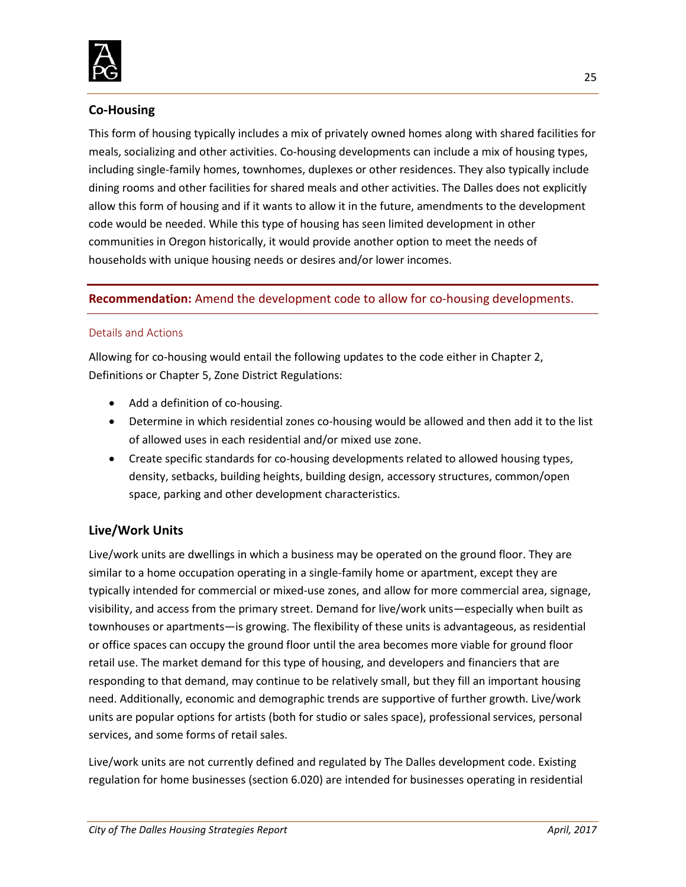## Co-Housing

This form of housing typically includes a mix of privately owned homes along with shared facilities for meals, socializing and other activities. Co-housing developments can include a mix of housing types, including single-family homes, townhomes, duplexes or other residences. They also typically include dining rooms and other facilities for shared meals and other activities. The Dalles does not explicitly allow this form of housing and if it wants to allow it in the future, amendments to the development code would be needed. While this type of housing has seen limited development in other communities in Oregon historically, it would provide another option to meet the needs of households with unique housing needs or desires and/or lower incomes.

**Recommendation:** Amend the development code to allow for co-housing developments.

### Details and Actions

Allowing for co-housing would entail the following updates to the code either in Chapter 2, Definitions or Chapter 5, Zone District Regulations:

- Add a definition of co-housing.
- Determine in which residential zones co-housing would be allowed and then add it to the list of allowed uses in each residential and/or mixed use zone.
- Create specific standards for co-housing developments related to allowed housing types, density, setbacks, building heights, building design, accessory structures, common/open space, parking and other development characteristics.

## Live/Work Units

Live/work units are dwellings in which a business may be operated on the ground floor. They are similar to a home occupation operating in a single-family home or apartment, except they are typically intended for commercial or mixed-use zones, and allow for more commercial area, signage, visibility, and access from the primary street. Demand for live/work units—especially when built as townhouses or apartments—is growing. The flexibility of these units is advantageous, as residential or office spaces can occupy the ground floor until the area becomes more viable for ground floor retail use. The market demand for this type of housing, and developers and financiers that are responding to that demand, may continue to be relatively small, but they fill an important housing need. Additionally, economic and demographic trends are supportive of further growth. Live/work units are popular options for artists (both for studio or sales space), professional services, personal services, and some forms of retail sales.

Live/work units are not currently defined and regulated by The Dalles development code. Existing regulation for home businesses (section 6.020) are intended for businesses operating in residential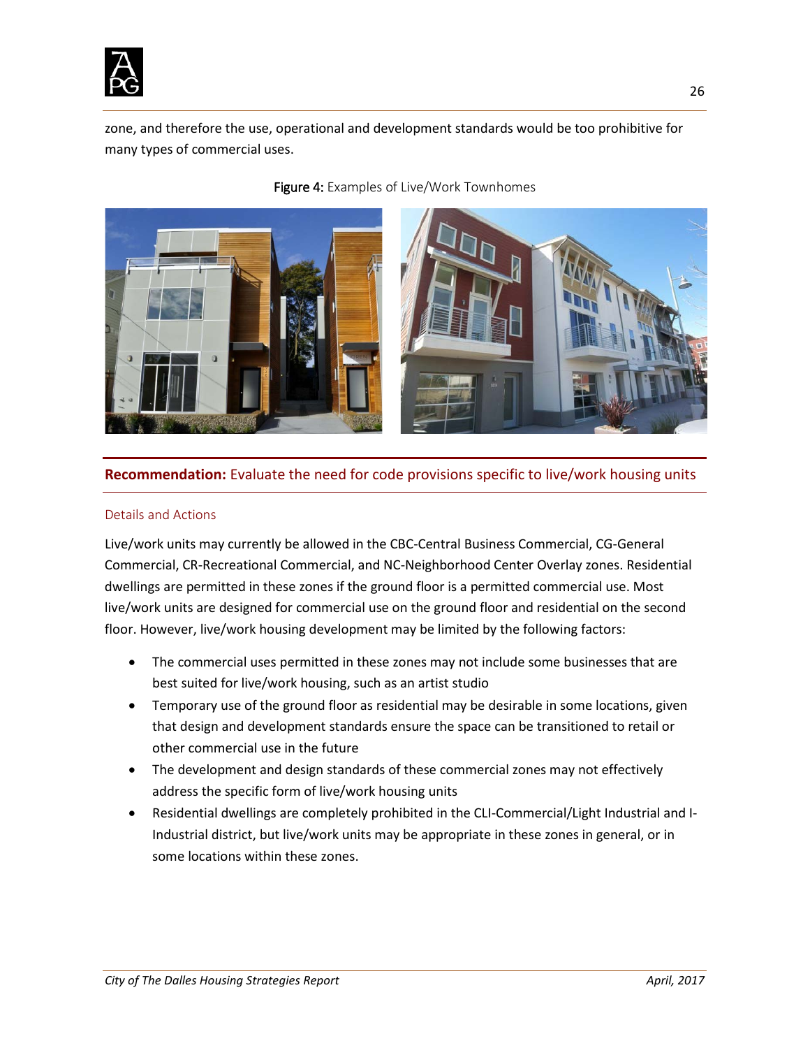zone, and therefore the use, operational and development standards would be too prohibitive for many types of commercial uses.

**Figure 4:** Examples of Live/Work Townhomes

## **Recommendation:** Evaluate the need for code provisions specific to live/work housing units

### Details and Actions

Live/work units may currently be allowed in the CBC-Central Business Commercial, CG-General Commercial, CR-Recreational Commercial, and NC-Neighborhood Center Overlay zones. Residential dwellings are permitted in these zones if the ground floor is a permitted commercial use. Most live/work units are designed for commercial use on the ground floor and residential on the second floor. However, live/work housing development may be limited by the following factors:

- The commercial uses permitted in these zones may not include some businesses that are best suited for live/work housing, such as an artist studio
- Temporary use of the ground floor as residential may be desirable in some locations, given that design and development standards ensure the space can be transitioned to retail or other commercial use in the future
- The development and design standards of these commercial zones may not effectively address the specific form of live/work housing units
- Residential dwellings are completely prohibited in the CLI-Commercial/Light Industrial and I-Industrial district, but live/work units may be appropriate in these zones in general, or in some locations within these zones.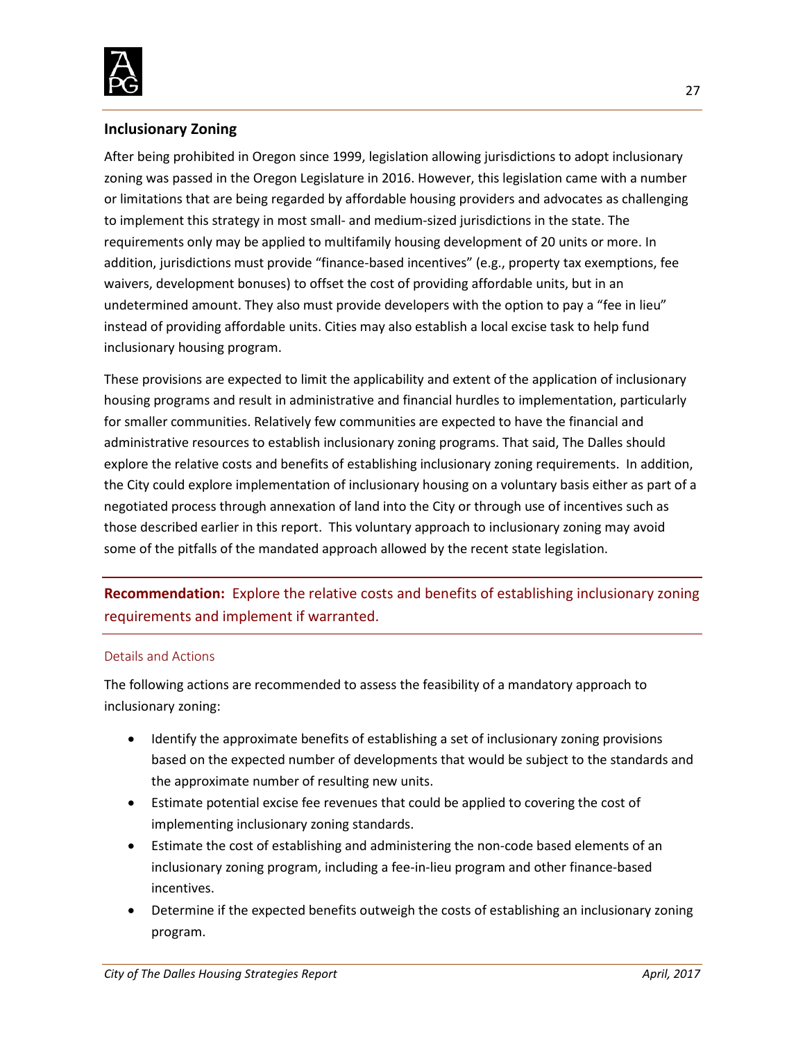## Inclusionary Zoning

After being prohibited in Oregon since 1999, legislation allowing jurisdictions to adopt inclusionary zoning was passed in the Oregon Legislature in 2016. However, this legislation came with a number or limitations that are being regarded by affordable housing providers and advocates as challenging to implement this strategy in most small- and medium-sized jurisdictions in the state. The requirements only may be applied to multifamily housing development of 20 units or more. In addition, jurisdictions must provide "finance-based incentives" (e.g., property tax exemptions, fee waivers, development bonuses) to offset the cost of providing affordable units, but in an undetermined amount. They also must provide developers with the option to pay a "fee in lieu" instead of providing affordable units. Cities may also establish a local excise task to help fund inclusionary housing program.

These provisions are expected to limit the applicability and extent of the application of inclusionary housing programs and result in administrative and financial hurdles to implementation, particularly for smaller communities. Relatively few communities are expected to have the financial and administrative resources to establish inclusionary zoning programs. That said, The Dalles should explore the relative costs and benefits of establishing inclusionary zoning requirements. In addition, the City could explore implementation of inclusionary housing on a voluntary basis either as part of a negotiated process through annexation of land into the City or through use of incentives such as those described earlier in this report. This voluntary approach to inclusionary zoning may avoid some of the pitfalls of the mandated approach allowed by the recent state legislation.

**Recommendation:** Explore the relative costs and benefits of establishing inclusionary zoning requirements and implement if warranted.

### Details and Actions

The following actions are recommended to assess the feasibility of a mandatory approach to inclusionary zoning:

- Identify the approximate benefits of establishing a set of inclusionary zoning provisions based on the expected number of developments that would be subject to the standards and the approximate number of resulting new units.
- Estimate potential excise fee revenues that could be applied to covering the cost of implementing inclusionary zoning standards.
- Estimate the cost of establishing and administering the non-code based elements of an inclusionary zoning program, including a fee-in-lieu program and other finance-based incentives.
- Determine if the expected benefits outweigh the costs of establishing an inclusionary zoning program.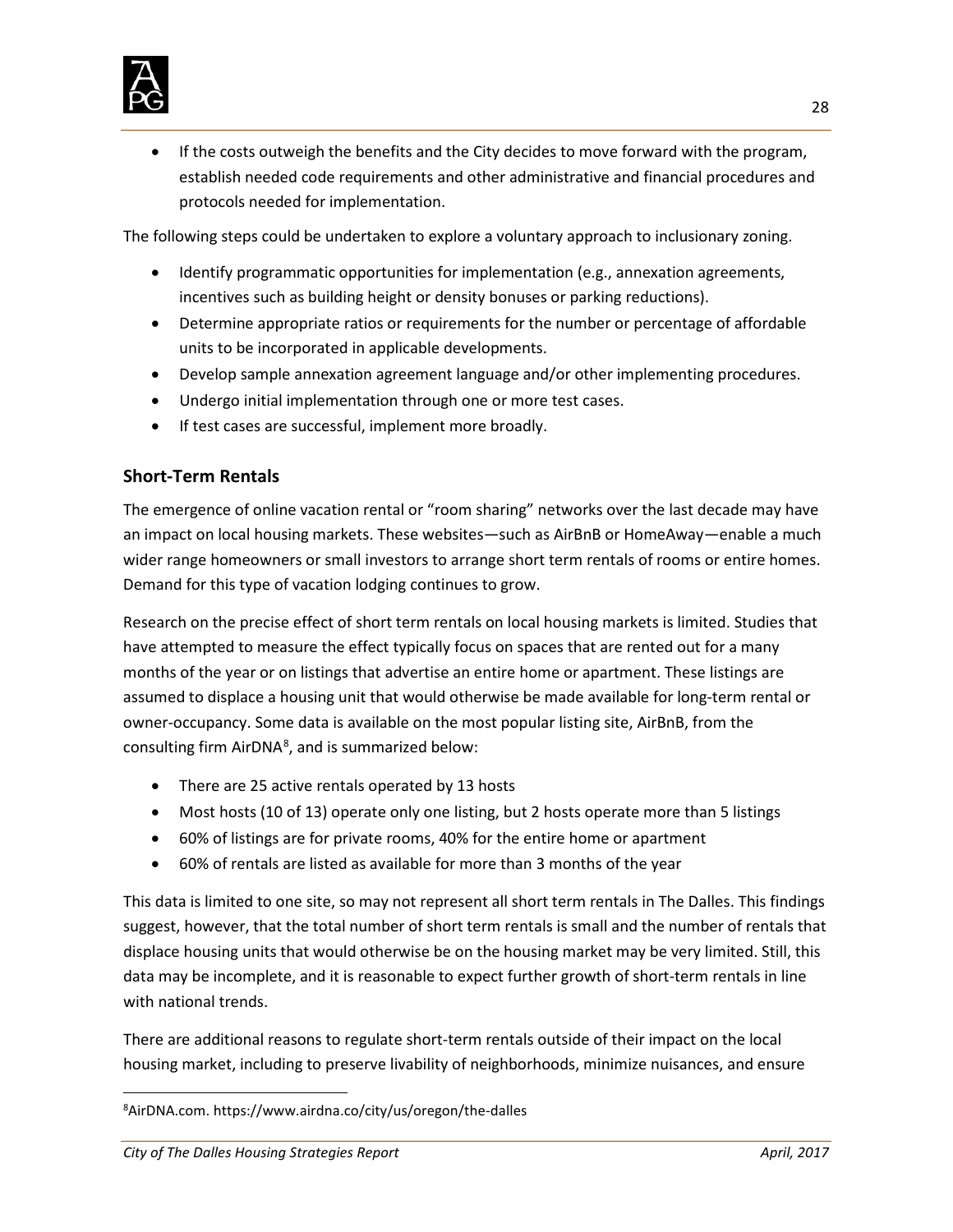- If the costs outweigh the benefits and the City decides to move forward with the program, establish needed code requirements and other administrative and financial procedures and protocols needed for implementation.

The following steps could be undertaken to explore a voluntary approach to inclusionary zoning.

- Identify programmatic opportunities for implementation (e.g., annexation agreements, incentives such as building height or density bonuses or parking reductions).
- Determine appropriate ratios or requirements for the number or percentage of affordable units to be incorporated in applicable developments.
- Develop sample annexation agreement language and/or other implementing procedures.
- Undergo initial implementation through one or more test cases.
- If test cases are successful, implement more broadly.

### Short-Term Rentals

The emergence of online vacation rental or "room sharing" networks over the last decade may have an impact on local housing markets. These websites—such as AirBnB or HomeAway—enable a much wider range homeowners or small investors to arrange short term rentals of rooms or entire homes. Demand for this type of vacation lodging continues to grow.

Research on the precise effect of short term rentals on local housing markets is limited. Studies that have attempted to measure the effect typically focus on spaces that are rented out for a many months of the year or on listings that advertise an entire home or apartment. These listings are assumed to displace a housing unit that would otherwise be made available for long-term rental or owner-occupancy. Some data is available on the most popular listing site, AirBnB, from the consulting firm AirDNA[8], and is summarized below:

- There are 25 active rentals operated by 13 hosts
- Most hosts (10 of 13) operate only one listing, but 2 hosts operate more than 5 listings
- 60% of listings are for private rooms, 40% for the entire home or apartment
- 60% of rentals are listed as available for more than 3 months of the year

This data is limited to one site, so may not represent all short term rentals in The Dalles. This findings suggest, however, that the total number of short term rentals is small and the number of rentals that displace housing units that would otherwise be on the housing market may be very limited. Still, this data may be incomplete, and it is reasonable to expect further growth of short-term rentals in line with national trends.

There are additional reasons to regulate short-term rentals outside of their impact on the local housing market, including to preserve livability of neighborhoods, minimize nuisances, and ensure

[8] AirDNA.com. https://www.airdna.co/city/us/oregon/the-dalles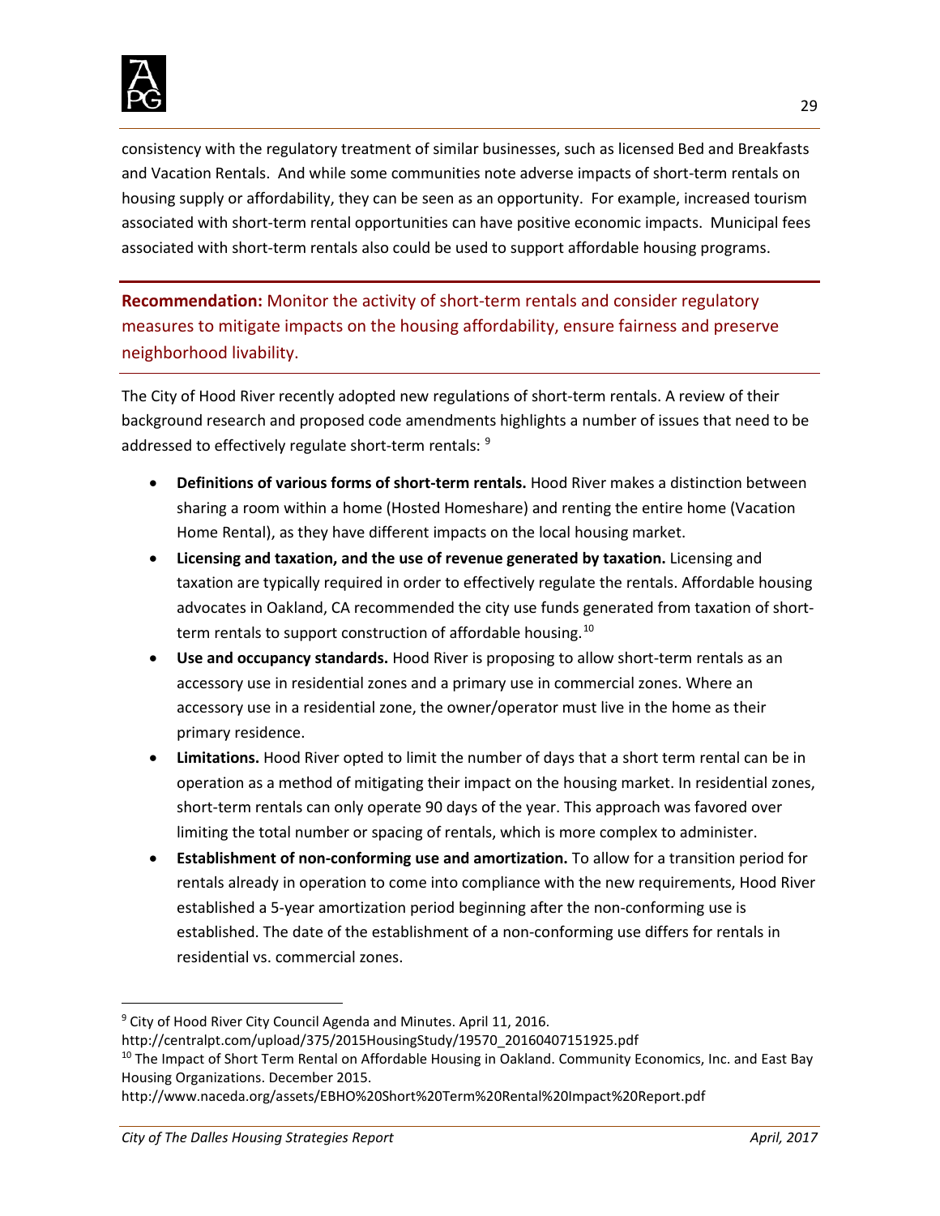consistency with the regulatory treatment of similar businesses, such as licensed Bed and Breakfasts and Vacation Rentals. And while some communities note adverse impacts of short-term rentals on housing supply or affordability, they can be seen as an opportunity. For example, increased tourism associated with short-term rental opportunities can have positive economic impacts. Municipal fees associated with short-term rentals also could be used to support affordable housing programs.

**Recommendation:** Monitor the activity of short-term rentals and consider regulatory measures to mitigate impacts on the housing affordability, ensure fairness and preserve neighborhood livability.

The City of Hood River recently adopted new regulations of short-term rentals. A review of their background research and proposed code amendments highlights a number of issues that need to be addressed to effectively regulate short-term rentals: [9]

- **Definitions of various forms of short-term rentals.** Hood River makes a distinction between sharing a room within a home (Hosted Homeshare) and renting the entire home (Vacation Home Rental), as they have different impacts on the local housing market.
- **Licensing and taxation, and the use of revenue generated by taxation.** Licensing and taxation are typically required in order to effectively regulate the rentals. Affordable housing advocates in Oakland, CA recommended the city use funds generated from taxation of short-term rentals to support construction of affordable housing.[10]
- **Use and occupancy standards.** Hood River is proposing to allow short-term rentals as an accessory use in residential zones and a primary use in commercial zones. Where an accessory use in a residential zone, the owner/operator must live in the home as their primary residence.
- **Limitations.** Hood River opted to limit the number of days that a short term rental can be in operation as a method of mitigating their impact on the housing market. In residential zones, short-term rentals can only operate 90 days of the year. This approach was favored over limiting the total number or spacing of rentals, which is more complex to administer.
- **Establishment of non-conforming use and amortization.** To allow for a transition period for rentals already in operation to come into compliance with the new requirements, Hood River established a 5-year amortization period beginning after the non-conforming use is established. The date of the establishment of a non-conforming use differs for rentals in residential vs. commercial zones.

---

[9] City of Hood River City Council Agenda and Minutes. April 11, 2016.
http://centralpt.com/upload/375/2015HousingStudy/19570_20160407151925.pdf

[10] The Impact of Short Term Rental on Affordable Housing in Oakland. Community Economics, Inc. and East Bay Housing Organizations. December 2015.
http://www.naceda.org/assets/EBHO%20Short%20Term%20Rental%20Impact%20Report.pdf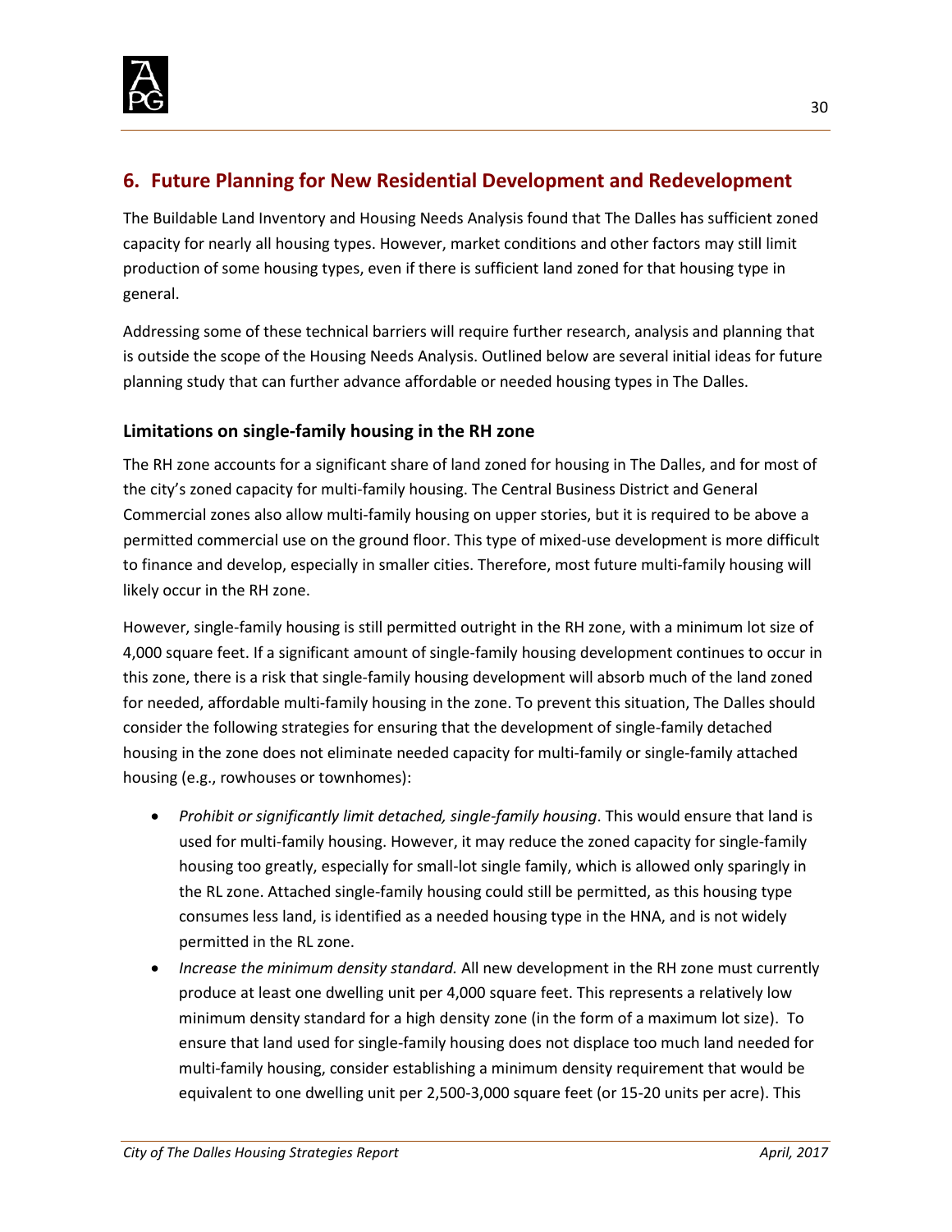## 6. Future Planning for New Residential Development and Redevelopment

The Buildable Land Inventory and Housing Needs Analysis found that The Dalles has sufficient zoned capacity for nearly all housing types. However, market conditions and other factors may still limit production of some housing types, even if there is sufficient land zoned for that housing type in general.

Addressing some of these technical barriers will require further research, analysis and planning that is outside the scope of the Housing Needs Analysis. Outlined below are several initial ideas for future planning study that can further advance affordable or needed housing types in The Dalles.

### Limitations on single-family housing in the RH zone

The RH zone accounts for a significant share of land zoned for housing in The Dalles, and for most of the city's zoned capacity for multi-family housing. The Central Business District and General Commercial zones also allow multi-family housing on upper stories, but it is required to be above a permitted commercial use on the ground floor. This type of mixed-use development is more difficult to finance and develop, especially in smaller cities. Therefore, most future multi-family housing will likely occur in the RH zone.

However, single-family housing is still permitted outright in the RH zone, with a minimum lot size of 4,000 square feet. If a significant amount of single-family housing development continues to occur in this zone, there is a risk that single-family housing development will absorb much of the land zoned for needed, affordable multi-family housing in the zone. To prevent this situation, The Dalles should consider the following strategies for ensuring that the development of single-family detached housing in the zone does not eliminate needed capacity for multi-family or single-family attached housing (e.g., rowhouses or townhomes):

- *Prohibit or significantly limit detached, single-family housing*. This would ensure that land is used for multi-family housing. However, it may reduce the zoned capacity for single-family housing too greatly, especially for small-lot single family, which is allowed only sparingly in the RL zone. Attached single-family housing could still be permitted, as this housing type consumes less land, is identified as a needed housing type in the HNA, and is not widely permitted in the RL zone.
- *Increase the minimum density standard.* All new development in the RH zone must currently produce at least one dwelling unit per 4,000 square feet. This represents a relatively low minimum density standard for a high density zone (in the form of a maximum lot size). To ensure that land used for single-family housing does not displace too much land needed for multi-family housing, consider establishing a minimum density requirement that would be equivalent to one dwelling unit per 2,500-3,000 square feet (or 15-20 units per acre). This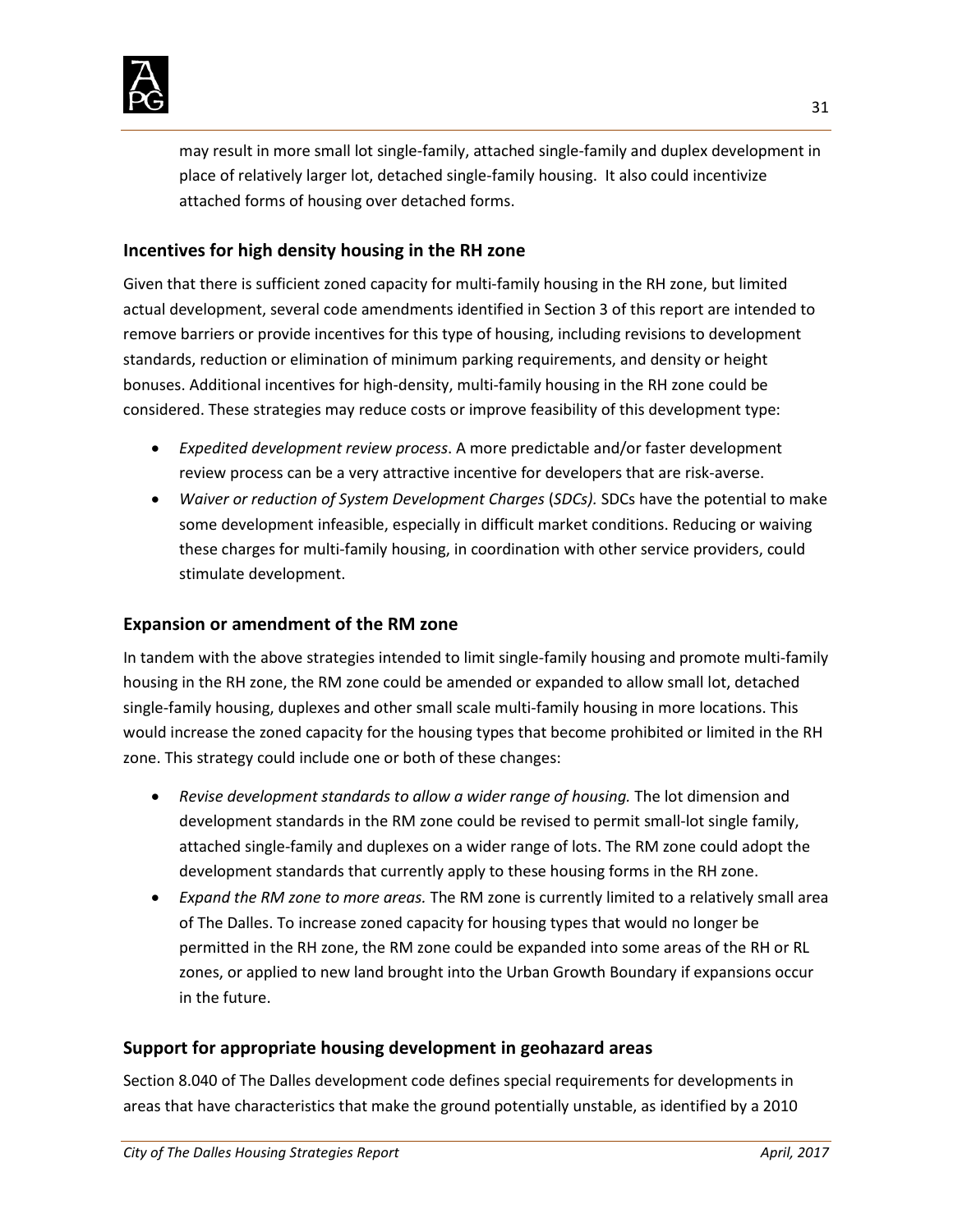may result in more small lot single-family, attached single-family and duplex development in place of relatively larger lot, detached single-family housing. It also could incentivize attached forms of housing over detached forms.

### Incentives for high density housing in the RH zone

Given that there is sufficient zoned capacity for multi-family housing in the RH zone, but limited actual development, several code amendments identified in Section 3 of this report are intended to remove barriers or provide incentives for this type of housing, including revisions to development standards, reduction or elimination of minimum parking requirements, and density or height bonuses. Additional incentives for high-density, multi-family housing in the RH zone could be considered. These strategies may reduce costs or improve feasibility of this development type:

- *Expedited development review process*. A more predictable and/or faster development review process can be a very attractive incentive for developers that are risk-averse.
- *Waiver or reduction of System Development Charges* (*SDCs).* SDCs have the potential to make some development infeasible, especially in difficult market conditions. Reducing or waiving these charges for multi-family housing, in coordination with other service providers, could stimulate development.

### Expansion or amendment of the RM zone

In tandem with the above strategies intended to limit single-family housing and promote multi-family housing in the RH zone, the RM zone could be amended or expanded to allow small lot, detached single-family housing, duplexes and other small scale multi-family housing in more locations. This would increase the zoned capacity for the housing types that become prohibited or limited in the RH zone. This strategy could include one or both of these changes:

- *Revise development standards to allow a wider range of housing.* The lot dimension and development standards in the RM zone could be revised to permit small-lot single family, attached single-family and duplexes on a wider range of lots. The RM zone could adopt the development standards that currently apply to these housing forms in the RH zone.
- *Expand the RM zone to more areas.* The RM zone is currently limited to a relatively small area of The Dalles. To increase zoned capacity for housing types that would no longer be permitted in the RH zone, the RM zone could be expanded into some areas of the RH or RL zones, or applied to new land brought into the Urban Growth Boundary if expansions occur in the future.

### Support for appropriate housing development in geohazard areas

Section 8.040 of The Dalles development code defines special requirements for developments in areas that have characteristics that make the ground potentially unstable, as identified by a 2010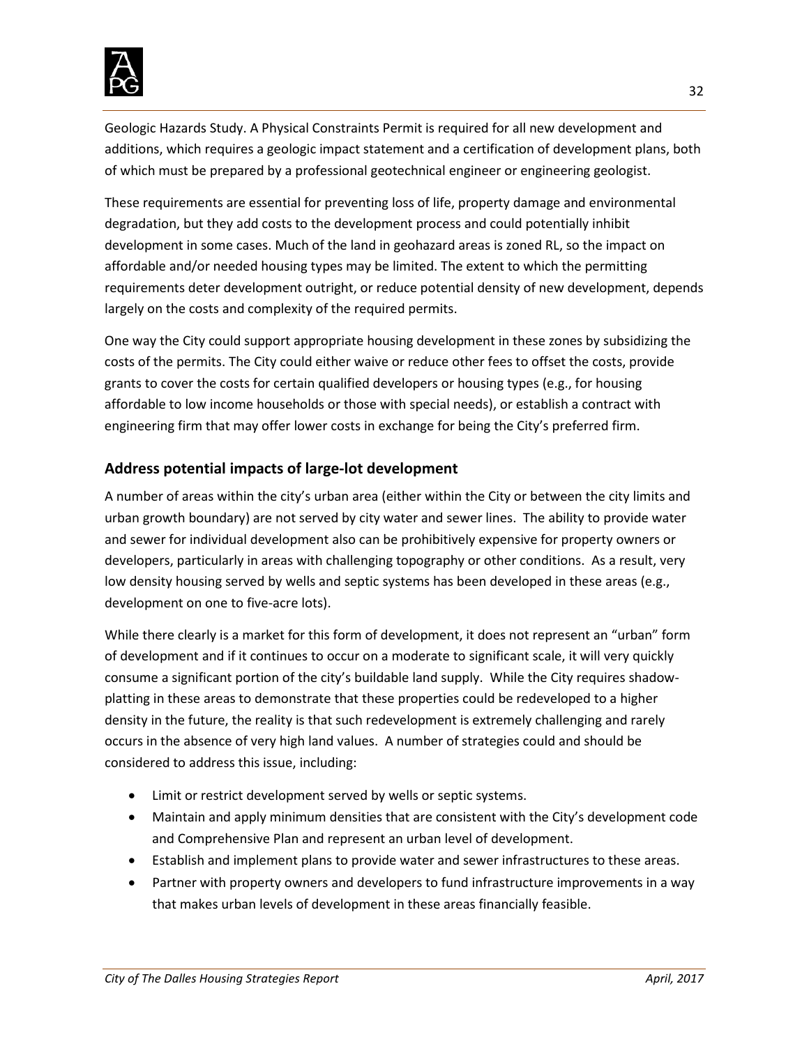Geologic Hazards Study. A Physical Constraints Permit is required for all new development and additions, which requires a geologic impact statement and a certification of development plans, both of which must be prepared by a professional geotechnical engineer or engineering geologist.

These requirements are essential for preventing loss of life, property damage and environmental degradation, but they add costs to the development process and could potentially inhibit development in some cases. Much of the land in geohazard areas is zoned RL, so the impact on affordable and/or needed housing types may be limited. The extent to which the permitting requirements deter development outright, or reduce potential density of new development, depends largely on the costs and complexity of the required permits.

One way the City could support appropriate housing development in these zones by subsidizing the costs of the permits. The City could either waive or reduce other fees to offset the costs, provide grants to cover the costs for certain qualified developers or housing types (e.g., for housing affordable to low income households or those with special needs), or establish a contract with engineering firm that may offer lower costs in exchange for being the City's preferred firm.

### Address potential impacts of large-lot development

A number of areas within the city's urban area (either within the City or between the city limits and urban growth boundary) are not served by city water and sewer lines. The ability to provide water and sewer for individual development also can be prohibitively expensive for property owners or developers, particularly in areas with challenging topography or other conditions. As a result, very low density housing served by wells and septic systems has been developed in these areas (e.g., development on one to five-acre lots).

While there clearly is a market for this form of development, it does not represent an "urban" form of development and if it continues to occur on a moderate to significant scale, it will very quickly consume a significant portion of the city's buildable land supply. While the City requires shadow-platting in these areas to demonstrate that these properties could be redeveloped to a higher density in the future, the reality is that such redevelopment is extremely challenging and rarely occurs in the absence of very high land values. A number of strategies could and should be considered to address this issue, including:

- Limit or restrict development served by wells or septic systems.
- Maintain and apply minimum densities that are consistent with the City's development code and Comprehensive Plan and represent an urban level of development.
- Establish and implement plans to provide water and sewer infrastructures to these areas.
- Partner with property owners and developers to fund infrastructure improvements in a way that makes urban levels of development in these areas financially feasible.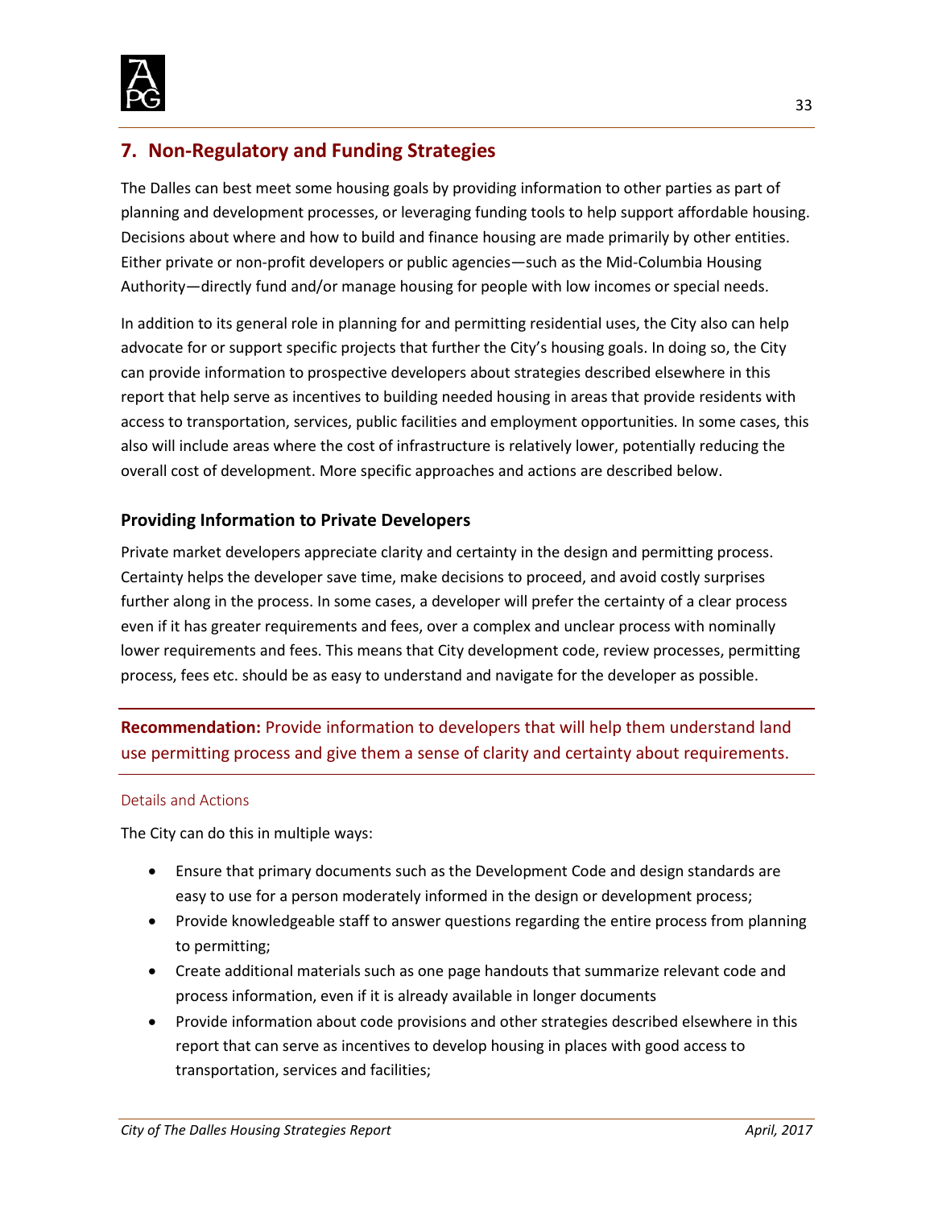## 7. Non-Regulatory and Funding Strategies

The Dalles can best meet some housing goals by providing information to other parties as part of planning and development processes, or leveraging funding tools to help support affordable housing. Decisions about where and how to build and finance housing are made primarily by other entities. Either private or non-profit developers or public agencies—such as the Mid-Columbia Housing Authority—directly fund and/or manage housing for people with low incomes or special needs.

In addition to its general role in planning for and permitting residential uses, the City also can help advocate for or support specific projects that further the City's housing goals. In doing so, the City can provide information to prospective developers about strategies described elsewhere in this report that help serve as incentives to building needed housing in areas that provide residents with access to transportation, services, public facilities and employment opportunities. In some cases, this also will include areas where the cost of infrastructure is relatively lower, potentially reducing the overall cost of development. More specific approaches and actions are described below.

### Providing Information to Private Developers

Private market developers appreciate clarity and certainty in the design and permitting process. Certainty helps the developer save time, make decisions to proceed, and avoid costly surprises further along in the process. In some cases, a developer will prefer the certainty of a clear process even if it has greater requirements and fees, over a complex and unclear process with nominally lower requirements and fees. This means that City development code, review processes, permitting process, fees etc. should be as easy to understand and navigate for the developer as possible.

**Recommendation:** Provide information to developers that will help them understand land use permitting process and give them a sense of clarity and certainty about requirements.

#### Details and Actions

The City can do this in multiple ways:

- Ensure that primary documents such as the Development Code and design standards are easy to use for a person moderately informed in the design or development process;
- Provide knowledgeable staff to answer questions regarding the entire process from planning to permitting;
- Create additional materials such as one page handouts that summarize relevant code and process information, even if it is already available in longer documents
- Provide information about code provisions and other strategies described elsewhere in this report that can serve as incentives to develop housing in places with good access to transportation, services and facilities;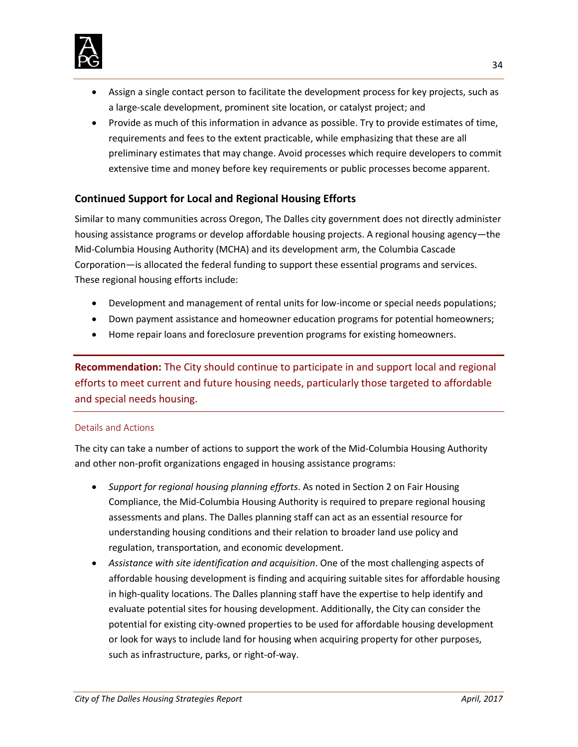- Assign a single contact person to facilitate the development process for key projects, such as a large-scale development, prominent site location, or catalyst project; and
- Provide as much of this information in advance as possible. Try to provide estimates of time, requirements and fees to the extent practicable, while emphasizing that these are all preliminary estimates that may change. Avoid processes which require developers to commit extensive time and money before key requirements or public processes become apparent.

### Continued Support for Local and Regional Housing Efforts

Similar to many communities across Oregon, The Dalles city government does not directly administer housing assistance programs or develop affordable housing projects. A regional housing agency—the Mid-Columbia Housing Authority (MCHA) and its development arm, the Columbia Cascade Corporation—is allocated the federal funding to support these essential programs and services. These regional housing efforts include:

- Development and management of rental units for low-income or special needs populations;
- Down payment assistance and homeowner education programs for potential homeowners;
- Home repair loans and foreclosure prevention programs for existing homeowners.

**Recommendation:** The City should continue to participate in and support local and regional efforts to meet current and future housing needs, particularly those targeted to affordable and special needs housing.

#### Details and Actions

The city can take a number of actions to support the work of the Mid-Columbia Housing Authority and other non-profit organizations engaged in housing assistance programs:

- *Support for regional housing planning efforts*. As noted in Section 2 on Fair Housing Compliance, the Mid-Columbia Housing Authority is required to prepare regional housing assessments and plans. The Dalles planning staff can act as an essential resource for understanding housing conditions and their relation to broader land use policy and regulation, transportation, and economic development.
- *Assistance with site identification and acquisition*. One of the most challenging aspects of affordable housing development is finding and acquiring suitable sites for affordable housing in high-quality locations. The Dalles planning staff have the expertise to help identify and evaluate potential sites for housing development. Additionally, the City can consider the potential for existing city-owned properties to be used for affordable housing development or look for ways to include land for housing when acquiring property for other purposes, such as infrastructure, parks, or right-of-way.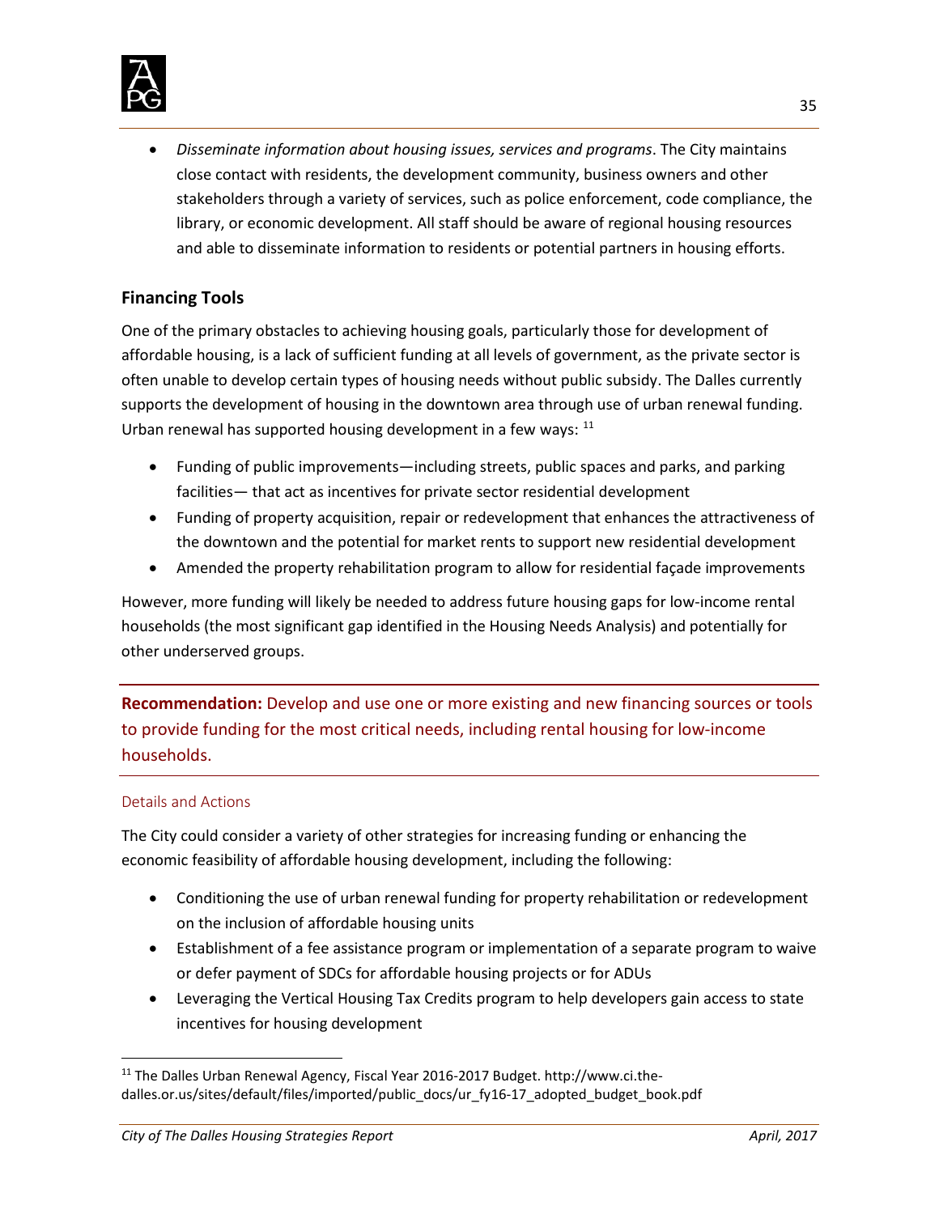- *Disseminate information about housing issues, services and programs*. The City maintains close contact with residents, the development community, business owners and other stakeholders through a variety of services, such as police enforcement, code compliance, the library, or economic development. All staff should be aware of regional housing resources and able to disseminate information to residents or potential partners in housing efforts.

## Financing Tools

One of the primary obstacles to achieving housing goals, particularly those for development of affordable housing, is a lack of sufficient funding at all levels of government, as the private sector is often unable to develop certain types of housing needs without public subsidy. The Dalles currently supports the development of housing in the downtown area through use of urban renewal funding. Urban renewal has supported housing development in a few ways: [11]

- Funding of public improvements—including streets, public spaces and parks, and parking facilities— that act as incentives for private sector residential development
- Funding of property acquisition, repair or redevelopment that enhances the attractiveness of the downtown and the potential for market rents to support new residential development
- Amended the property rehabilitation program to allow for residential façade improvements

However, more funding will likely be needed to address future housing gaps for low-income rental households (the most significant gap identified in the Housing Needs Analysis) and potentially for other underserved groups.

**Recommendation:** Develop and use one or more existing and new financing sources or tools to provide funding for the most critical needs, including rental housing for low-income households.

### Details and Actions

The City could consider a variety of other strategies for increasing funding or enhancing the economic feasibility of affordable housing development, including the following:

- Conditioning the use of urban renewal funding for property rehabilitation or redevelopment on the inclusion of affordable housing units
- Establishment of a fee assistance program or implementation of a separate program to waive or defer payment of SDCs for affordable housing projects or for ADUs
- Leveraging the Vertical Housing Tax Credits program to help developers gain access to state incentives for housing development

[11] The Dalles Urban Renewal Agency, Fiscal Year 2016-2017 Budget. http://www.ci.the-dalles.or.us/sites/default/files/imported/public_docs/ur_fy16-17_adopted_budget_book.pdf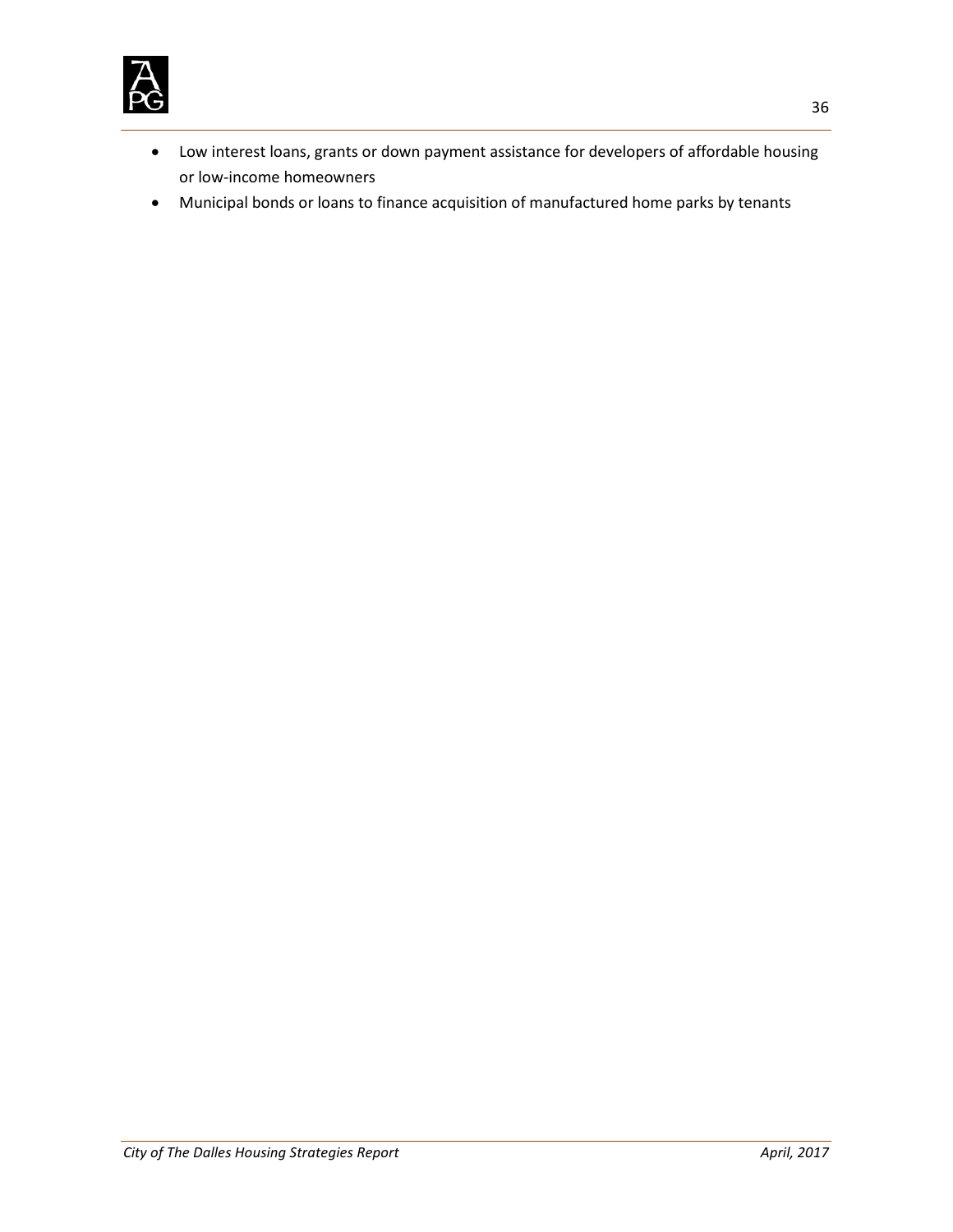- Low interest loans, grants or down payment assistance for developers of affordable housing or low-income homeowners
- Municipal bonds or loans to finance acquisition of manufactured home parks by tenants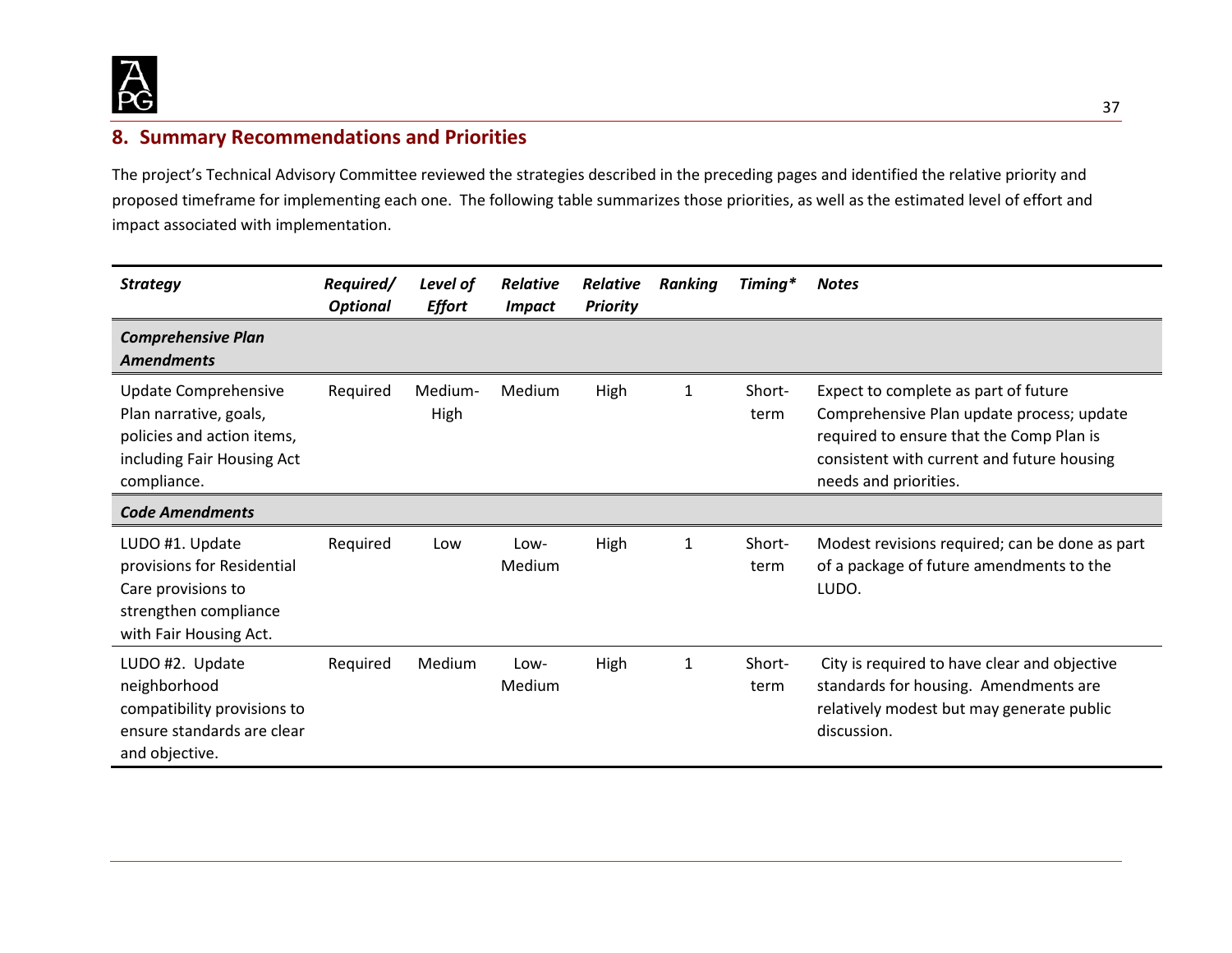## 8. Summary Recommendations and Priorities

The project's Technical Advisory Committee reviewed the strategies described in the preceding pages and identified the relative priority and proposed timeframe for implementing each one. The following table summarizes those priorities, as well as the estimated level of effort and impact associated with implementation.

| *Strategy* | *Required/ Optional* | *Level of Effort* | *Relative Impact* | *Relative Priority* | *Ranking* | *Timing** | *Notes* |
|---|---|---|---|---|---|---|---|
| ***Comprehensive Plan Amendments*** | | | | | | | |
| Update Comprehensive Plan narrative, goals, policies and action items, including Fair Housing Act compliance. | Required | Medium-High | Medium | High | 1 | Short-term | Expect to complete as part of future Comprehensive Plan update process; update required to ensure that the Comp Plan is consistent with current and future housing needs and priorities. |
| ***Code Amendments*** | | | | | | | |
| LUDO #1. Update provisions for Residential Care provisions to strengthen compliance with Fair Housing Act. | Required | Low | Low-Medium | High | 1 | Short-term | Modest revisions required; can be done as part of a package of future amendments to the LUDO. |
| LUDO #2. Update neighborhood compatibility provisions to ensure standards are clear and objective. | Required | Medium | Low-Medium | High | 1 | Short-term | City is required to have clear and objective standards for housing. Amendments are relatively modest but may generate public discussion. |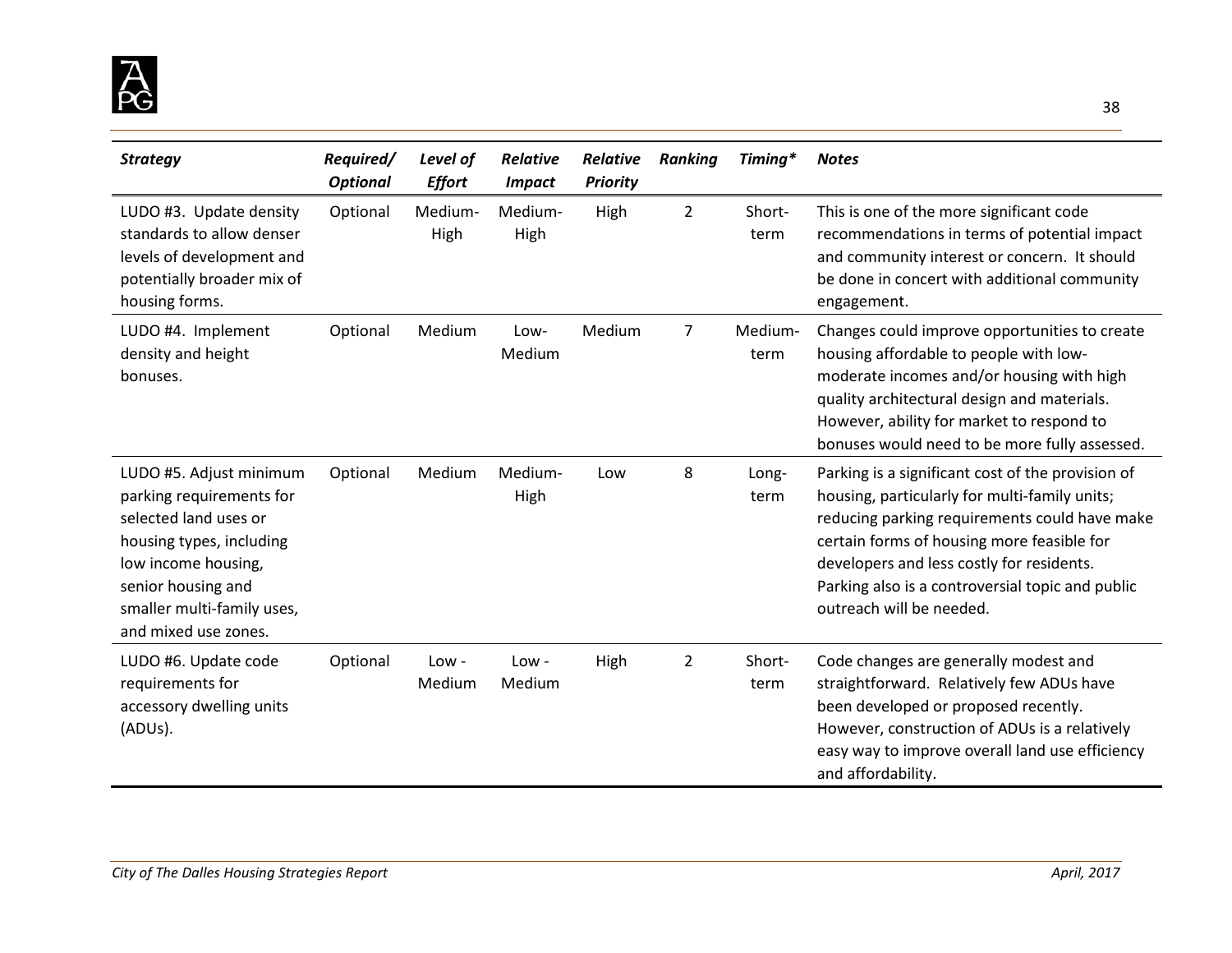| *Strategy* | *Required/ Optional* | *Level of Effort* | *Relative Impact* | *Relative Priority* | *Ranking* | *Timing** | *Notes* |
|---|---|---|---|---|---|---|---|
| LUDO #3. Update density standards to allow denser levels of development and potentially broader mix of housing forms. | Optional | Medium-High | Medium-High | High | 2 | Short-term | This is one of the more significant code recommendations in terms of potential impact and community interest or concern. It should be done in concert with additional community engagement. |
| LUDO #4. Implement density and height bonuses. | Optional | Medium | Low-Medium | Medium | 7 | Medium-term | Changes could improve opportunities to create housing affordable to people with low-moderate incomes and/or housing with high quality architectural design and materials. However, ability for market to respond to bonuses would need to be more fully assessed. |
| LUDO #5. Adjust minimum parking requirements for selected land uses or housing types, including low income housing, senior housing and smaller multi-family uses, and mixed use zones. | Optional | Medium | Medium-High | Low | 8 | Long-term | Parking is a significant cost of the provision of housing, particularly for multi-family units; reducing parking requirements could have make certain forms of housing more feasible for developers and less costly for residents. Parking also is a controversial topic and public outreach will be needed. |
| LUDO #6. Update code requirements for accessory dwelling units (ADUs). | Optional | Low - Medium | Low - Medium | High | 2 | Short-term | Code changes are generally modest and straightforward. Relatively few ADUs have been developed or proposed recently. However, construction of ADUs is a relatively easy way to improve overall land use efficiency and affordability. |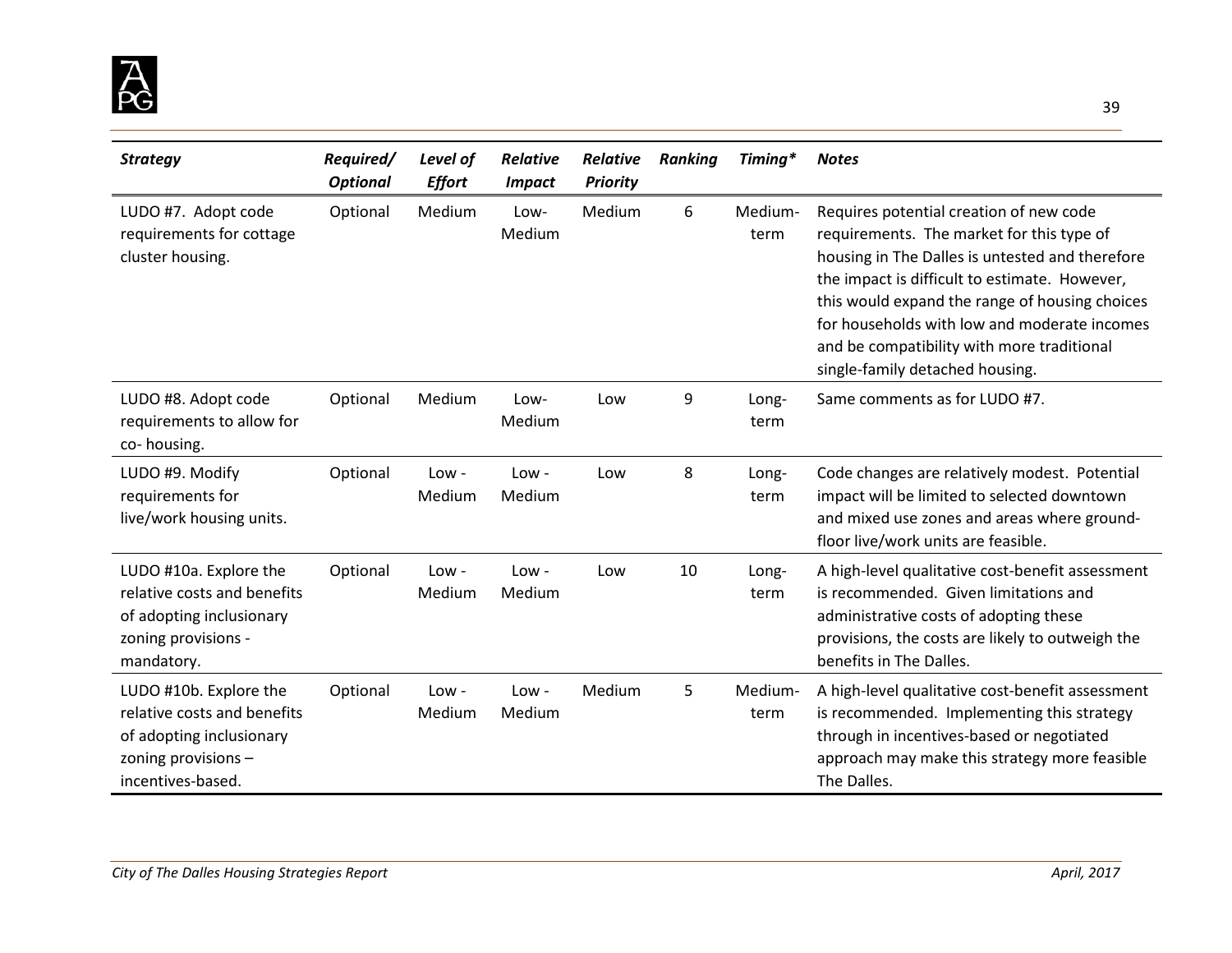| *Strategy* | *Required/ Optional* | *Level of Effort* | *Relative Impact* | *Relative Priority* | *Ranking* | *Timing** | *Notes* |
|---|---|---|---|---|---|---|---|
| LUDO #7. Adopt code requirements for cottage cluster housing. | Optional | Medium | Low-Medium | Medium | 6 | Medium-term | Requires potential creation of new code requirements. The market for this type of housing in The Dalles is untested and therefore the impact is difficult to estimate. However, this would expand the range of housing choices for households with low and moderate incomes and be compatibility with more traditional single-family detached housing. |
| LUDO #8. Adopt code requirements to allow for co- housing. | Optional | Medium | Low-Medium | Low | 9 | Long-term | Same comments as for LUDO #7. |
| LUDO #9. Modify requirements for live/work housing units. | Optional | Low - Medium | Low - Medium | Low | 8 | Long-term | Code changes are relatively modest. Potential impact will be limited to selected downtown and mixed use zones and areas where ground-floor live/work units are feasible. |
| LUDO #10a. Explore the relative costs and benefits of adopting inclusionary zoning provisions - mandatory. | Optional | Low - Medium | Low - Medium | Low | 10 | Long-term | A high-level qualitative cost-benefit assessment is recommended. Given limitations and administrative costs of adopting these provisions, the costs are likely to outweigh the benefits in The Dalles. |
| LUDO #10b. Explore the relative costs and benefits of adopting inclusionary zoning provisions – incentives-based. | Optional | Low - Medium | Low - Medium | Medium | 5 | Medium-term | A high-level qualitative cost-benefit assessment is recommended. Implementing this strategy through in incentives-based or negotiated approach may make this strategy more feasible The Dalles. |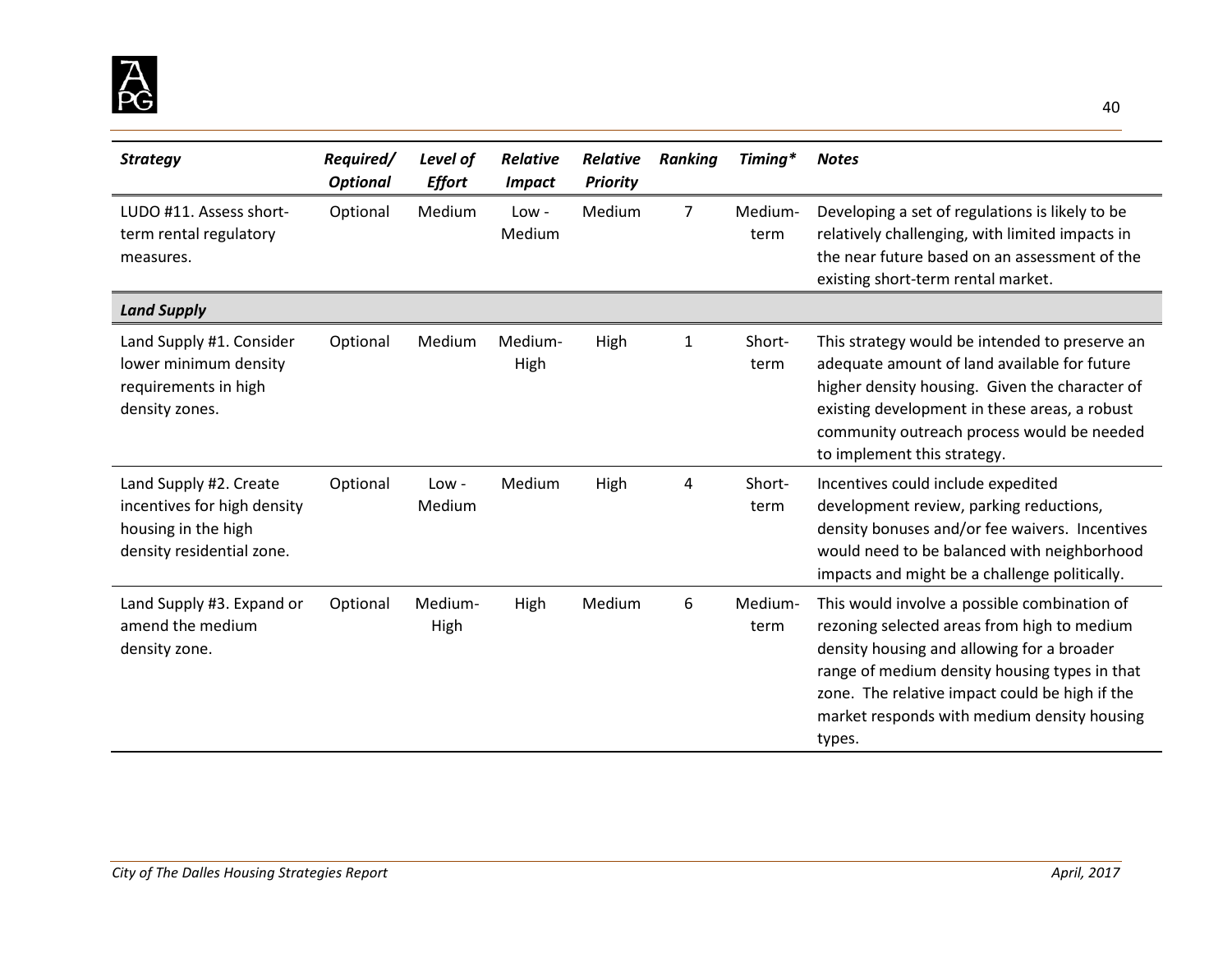| *Strategy* | *Required/ Optional* | *Level of Effort* | *Relative Impact* | *Relative Priority* | *Ranking* | *Timing** | *Notes* |
|---|---|---|---|---|---|---|---|
| LUDO #11. Assess short-term rental regulatory measures. | Optional | Medium | Low - Medium | Medium | 7 | Medium-term | Developing a set of regulations is likely to be relatively challenging, with limited impacts in the near future based on an assessment of the existing short-term rental market. |
| ***Land Supply*** | | | | | | | |
| Land Supply #1. Consider lower minimum density requirements in high density zones. | Optional | Medium | Medium-High | High | 1 | Short-term | This strategy would be intended to preserve an adequate amount of land available for future higher density housing. Given the character of existing development in these areas, a robust community outreach process would be needed to implement this strategy. |
| Land Supply #2. Create incentives for high density housing in the high density residential zone. | Optional | Low - Medium | Medium | High | 4 | Short-term | Incentives could include expedited development review, parking reductions, density bonuses and/or fee waivers. Incentives would need to be balanced with neighborhood impacts and might be a challenge politically. |
| Land Supply #3. Expand or amend the medium density zone. | Optional | Medium-High | High | Medium | 6 | Medium-term | This would involve a possible combination of rezoning selected areas from high to medium density housing and allowing for a broader range of medium density housing types in that zone. The relative impact could be high if the market responds with medium density housing types. |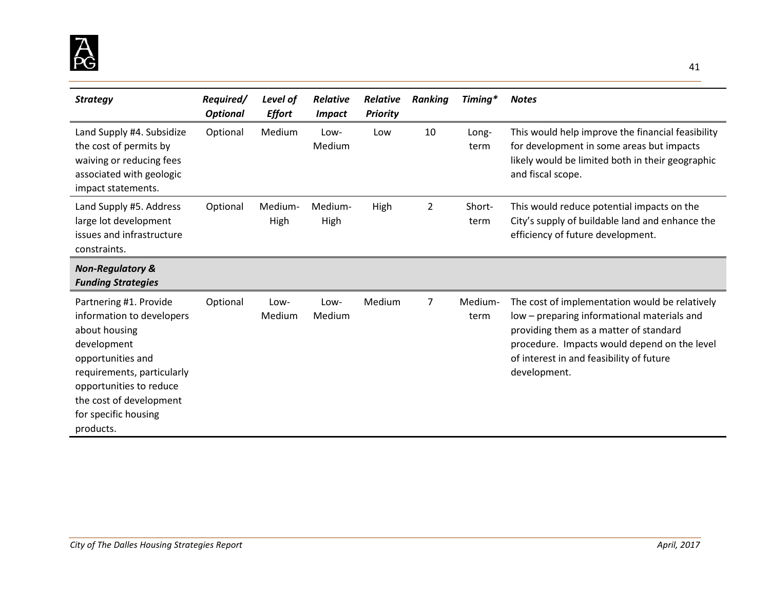| *Strategy* | *Required/ Optional* | *Level of Effort* | *Relative Impact* | *Relative Priority* | *Ranking* | *Timing** | *Notes* |
| --- | --- | --- | --- | --- | --- | --- | --- |
| Land Supply #4. Subsidize the cost of permits by waiving or reducing fees associated with geologic impact statements. | Optional | Medium | Low-Medium | Low | 10 | Long-term | This would help improve the financial feasibility for development in some areas but impacts likely would be limited both in their geographic and fiscal scope. |
| Land Supply #5. Address large lot development issues and infrastructure constraints. | Optional | Medium-High | Medium-High | High | 2 | Short-term | This would reduce potential impacts on the City's supply of buildable land and enhance the efficiency of future development. |
| ***Non-Regulatory & Funding Strategies*** | | | | | | | |
| Partnering #1. Provide information to developers about housing development opportunities and requirements, particularly opportunities to reduce the cost of development for specific housing products. | Optional | Low-Medium | Low-Medium | Medium | 7 | Medium-term | The cost of implementation would be relatively low – preparing informational materials and providing them as a matter of standard procedure. Impacts would depend on the level of interest in and feasibility of future development. |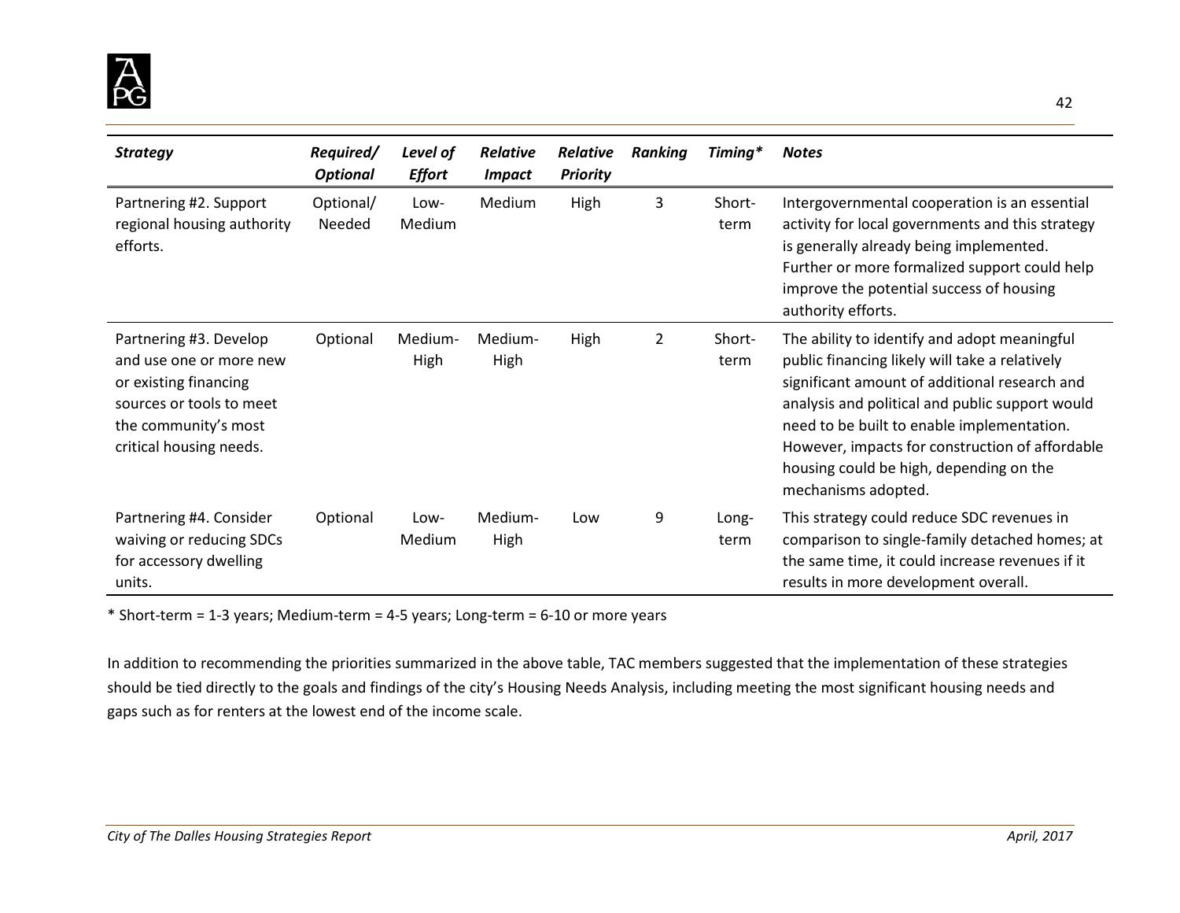| *Strategy* | *Required/ Optional* | *Level of Effort* | *Relative Impact* | *Relative Priority* | *Ranking* | *Timing** | *Notes* |
|---|---|---|---|---|---|---|---|
| Partnering #2. Support regional housing authority efforts. | Optional/ Needed | Low-Medium | Medium | High | 3 | Short-term | Intergovernmental cooperation is an essential activity for local governments and this strategy is generally already being implemented. Further or more formalized support could help improve the potential success of housing authority efforts. |
| Partnering #3. Develop and use one or more new or existing financing sources or tools to meet the community's most critical housing needs. | Optional | Medium-High | Medium-High | High | 2 | Short-term | The ability to identify and adopt meaningful public financing likely will take a relatively significant amount of additional research and analysis and political and public support would need to be built to enable implementation. However, impacts for construction of affordable housing could be high, depending on the mechanisms adopted. |
| Partnering #4. Consider waiving or reducing SDCs for accessory dwelling units. | Optional | Low-Medium | Medium-High | Low | 9 | Long-term | This strategy could reduce SDC revenues in comparison to single-family detached homes; at the same time, it could increase revenues if it results in more development overall. |

* Short-term = 1-3 years; Medium-term = 4-5 years; Long-term = 6-10 or more years

In addition to recommending the priorities summarized in the above table, TAC members suggested that the implementation of these strategies should be tied directly to the goals and findings of the city's Housing Needs Analysis, including meeting the most significant housing needs and gaps such as for renters at the lowest end of the income scale.